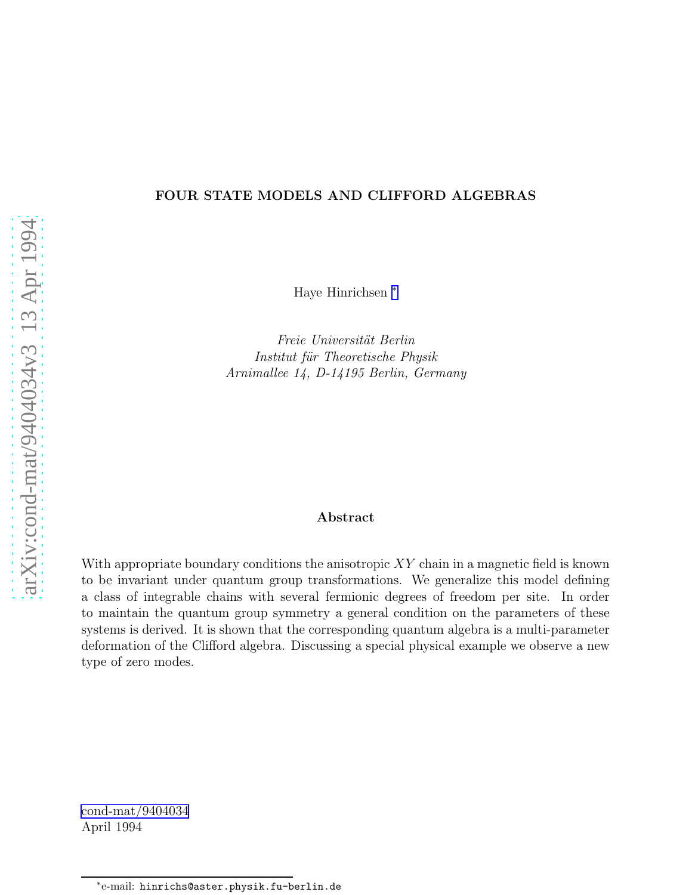# FOUR STATE MODELS AND CLIFFORD ALGEBRAS

Haye Hinrichsen [*]

*Freie Universität Berlin*
*Institut für Theoretische Physik*
*Arnimallee 14, D-14195 Berlin, Germany*

## Abstract

With appropriate boundary conditions the anisotropic $XY$ chain in a magnetic field is known to be invariant under quantum group transformations. We generalize this model defining a class of integrable chains with several fermionic degrees of freedom per site. In order to maintain the quantum group symmetry a general condition on the parameters of these systems is derived. It is shown that the corresponding quantum algebra is a multi-parameter deformation of the Clifford algebra. Discussing a special physical example we observe a new type of zero modes.

cond-mat/9404034
April 1994

[*] e-mail: hinrichs@aster.physik.fu-berlin.de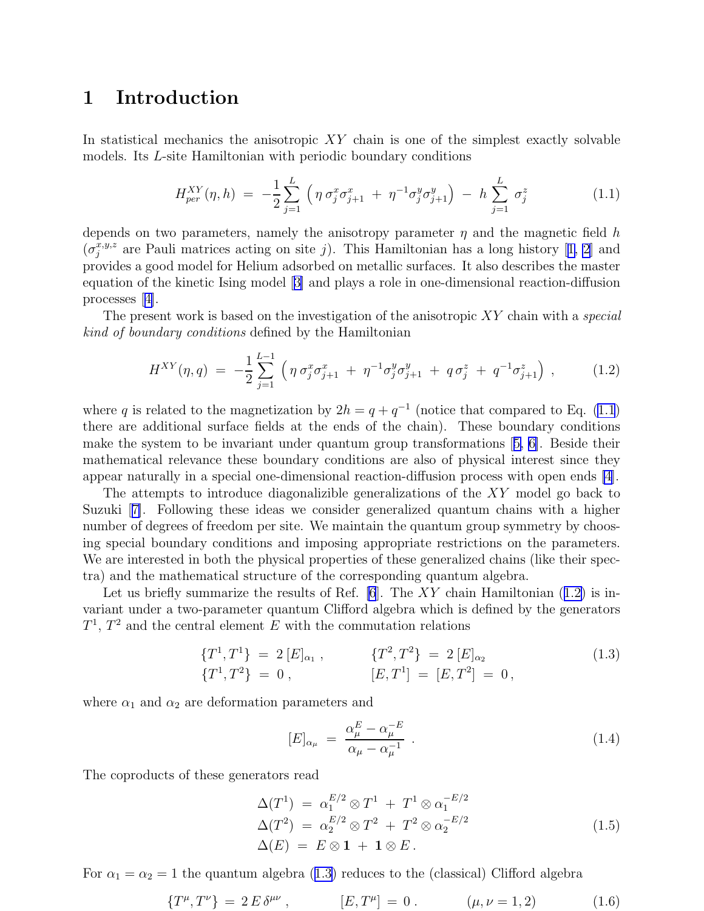# 1 Introduction

In statistical mechanics the anisotropic $XY$ chain is one of the simplest exactly solvable models. Its $L$-site Hamiltonian with periodic boundary conditions

$$H_{per}^{XY}(\eta, h) \;=\; -\frac{1}{2}\sum_{j=1}^{L} \Big( \eta\, \sigma_j^x \sigma_{j+1}^x \;+\; \eta^{-1} \sigma_j^y \sigma_{j+1}^y \Big) \;-\; h \sum_{j=1}^{L} \sigma_j^z \tag{1.1}$$

depends on two parameters, namely the anisotropy parameter $\eta$ and the magnetic field $h$ ($\sigma_j^{x,y,z}$ are Pauli matrices acting on site $j$). This Hamiltonian has a long history [1, 2] and provides a good model for Helium adsorbed on metallic surfaces. It also describes the master equation of the kinetic Ising model [3] and plays a role in one-dimensional reaction-diffusion processes [4].

The present work is based on the investigation of the anisotropic $XY$ chain with a *special kind of boundary conditions* defined by the Hamiltonian

$$H^{XY}(\eta, q) \;=\; -\frac{1}{2}\sum_{j=1}^{L-1} \Big( \eta\, \sigma_j^x \sigma_{j+1}^x \;+\; \eta^{-1} \sigma_j^y \sigma_{j+1}^y \;+\; q\, \sigma_j^z \;+\; q^{-1} \sigma_{j+1}^z \Big) \;, \tag{1.2}$$

where $q$ is related to the magnetization by $2h = q + q^{-1}$ (notice that compared to Eq. (1.1) there are additional surface fields at the ends of the chain). These boundary conditions make the system to be invariant under quantum group transformations [5, 6]. Beside their mathematical relevance these boundary conditions are also of physical interest since they appear naturally in a special one-dimensional reaction-diffusion process with open ends [4].

The attempts to introduce diagonalizible generalizations of the $XY$ model go back to Suzuki [7]. Following these ideas we consider generalized quantum chains with a higher number of degrees of freedom per site. We maintain the quantum group symmetry by choosing special boundary conditions and imposing appropriate restrictions on the parameters. We are interested in both the physical properties of these generalized chains (like their spectra) and the mathematical structure of the corresponding quantum algebra.

Let us briefly summarize the results of Ref. [6]. The $XY$ chain Hamiltonian (1.2) is invariant under a two-parameter quantum Clifford algebra which is defined by the generators $T^1$, $T^2$ and the central element $E$ with the commutation relations

$$\begin{aligned}
\{T^1, T^1\} \;&=\; 2\,[E]_{\alpha_1}\,, \qquad & \{T^2, T^2\} \;&=\; 2\,[E]_{\alpha_2} \\
\{T^1, T^2\} \;&=\; 0\,, \qquad & [E, T^1] \;&=\; [E, T^2] \;=\; 0\,,
\end{aligned} \tag{1.3}$$

where $\alpha_1$ and $\alpha_2$ are deformation parameters and

$$[E]_{\alpha_\mu} \;=\; \frac{\alpha_\mu^E - \alpha_\mu^{-E}}{\alpha_\mu - \alpha_\mu^{-1}} \;. \tag{1.4}$$

The coproducts of these generators read

$$\begin{aligned}
\Delta(T^1) \;&=\; \alpha_1^{E/2} \otimes T^1 \;+\; T^1 \otimes \alpha_1^{-E/2} \\
\Delta(T^2) \;&=\; \alpha_2^{E/2} \otimes T^2 \;+\; T^2 \otimes \alpha_2^{-E/2} \\
\Delta(E) \;&=\; E \otimes \mathbf{1} \;+\; \mathbf{1} \otimes E\,.
\end{aligned} \tag{1.5}$$

For $\alpha_1 = \alpha_2 = 1$ the quantum algebra (1.3) reduces to the (classical) Clifford algebra

$$\{T^\mu, T^\nu\} \;=\; 2\,E\,\delta^{\mu\nu}\,, \qquad [E, T^\mu] \;=\; 0\,. \qquad (\mu, \nu = 1, 2) \tag{1.6}$$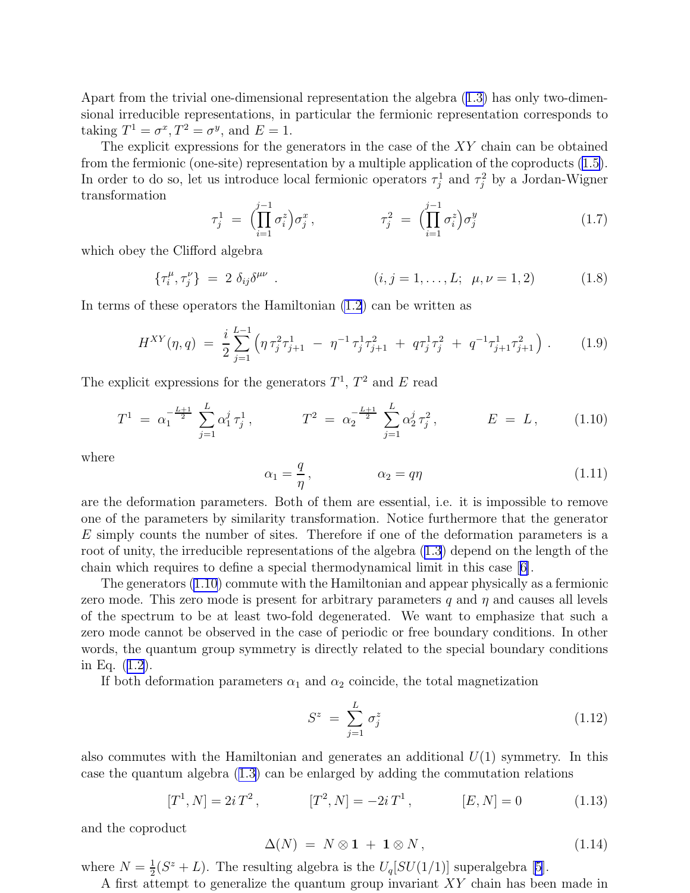Apart from the trivial one-dimensional representation the algebra (1.3) has only two-dimensional irreducible representations, in particular the fermionic representation corresponds to taking $T^1 = \sigma^x, T^2 = \sigma^y$, and $E = 1$.

The explicit expressions for the generators in the case of the $XY$ chain can be obtained from the fermionic (one-site) representation by a multiple application of the coproducts (1.5). In order to do so, let us introduce local fermionic operators $\tau_j^1$ and $\tau_j^2$ by a Jordan-Wigner transformation

$$\tau_j^1 \ = \ \Big(\prod_{i=1}^{j-1} \sigma_i^z\Big)\sigma_j^x \,, \qquad\qquad \tau_j^2 \ = \ \Big(\prod_{i=1}^{j-1} \sigma_i^z\Big)\sigma_j^y \tag{1.7}$$

which obey the Clifford algebra

$$\{\tau_i^\mu, \tau_j^\nu\} \ = \ 2 \ \delta_{ij}\delta^{\mu\nu} \ . \qquad\qquad (i,j = 1,\ldots,L; \ \ \mu,\nu = 1,2) \tag{1.8}$$

In terms of these operators the Hamiltonian (1.2) can be written as

$$H^{XY}(\eta,q) \ = \ \frac{i}{2}\sum_{j=1}^{L-1}\Big(\eta\, \tau_j^2\tau_{j+1}^1 \ - \ \eta^{-1}\,\tau_j^1\tau_{j+1}^2 \ + \ q\tau_j^1\tau_j^2 \ + \ q^{-1}\tau_{j+1}^1\tau_{j+1}^2\Big) \ . \tag{1.9}$$

The explicit expressions for the generators $T^1$, $T^2$ and $E$ read

$$T^1 \ = \ \alpha_1^{-\frac{L+1}{2}} \ \sum_{j=1}^{L}\alpha_1^j\,\tau_j^1 \,, \qquad\quad T^2 \ = \ \alpha_2^{-\frac{L+1}{2}} \ \sum_{j=1}^{L}\alpha_2^j\,\tau_j^2 \,, \qquad\quad E \ = \ L \,, \tag{1.10}$$

where

$$\alpha_1 = \frac{q}{\eta}\,, \qquad\qquad \alpha_2 = q\eta \tag{1.11}$$

are the deformation parameters. Both of them are essential, i.e. it is impossible to remove one of the parameters by similarity transformation. Notice furthermore that the generator $E$ simply counts the number of sites. Therefore if one of the deformation parameters is a root of unity, the irreducible representations of the algebra (1.3) depend on the length of the chain which requires to define a special thermodynamical limit in this case [6].

The generators (1.10) commute with the Hamiltonian and appear physically as a fermionic zero mode. This zero mode is present for arbitrary parameters $q$ and $\eta$ and causes all levels of the spectrum to be at least two-fold degenerated. We want to emphasize that such a zero mode cannot be observed in the case of periodic or free boundary conditions. In other words, the quantum group symmetry is directly related to the special boundary conditions in Eq. (1.2).

If both deformation parameters $\alpha_1$ and $\alpha_2$ coincide, the total magnetization

$$S^z \ = \ \sum_{j=1}^{L}\sigma_j^z \tag{1.12}$$

also commutes with the Hamiltonian and generates an additional $U(1)$ symmetry. In this case the quantum algebra (1.3) can be enlarged by adding the commutation relations

$$[T^1,N] = 2i\,T^2\,, \qquad\qquad [T^2,N] = -2i\,T^1\,, \qquad\qquad [E,N] = 0 \tag{1.13}$$

and the coproduct

$$\Delta(N) \ = \ N\otimes\mathbf{1} \ + \ \mathbf{1}\otimes N\,, \tag{1.14}$$

where $N = \frac{1}{2}(S^z + L)$. The resulting algebra is the $U_q[SU(1/1)]$ superalgebra [5].

A first attempt to generalize the quantum group invariant $XY$ chain has been made in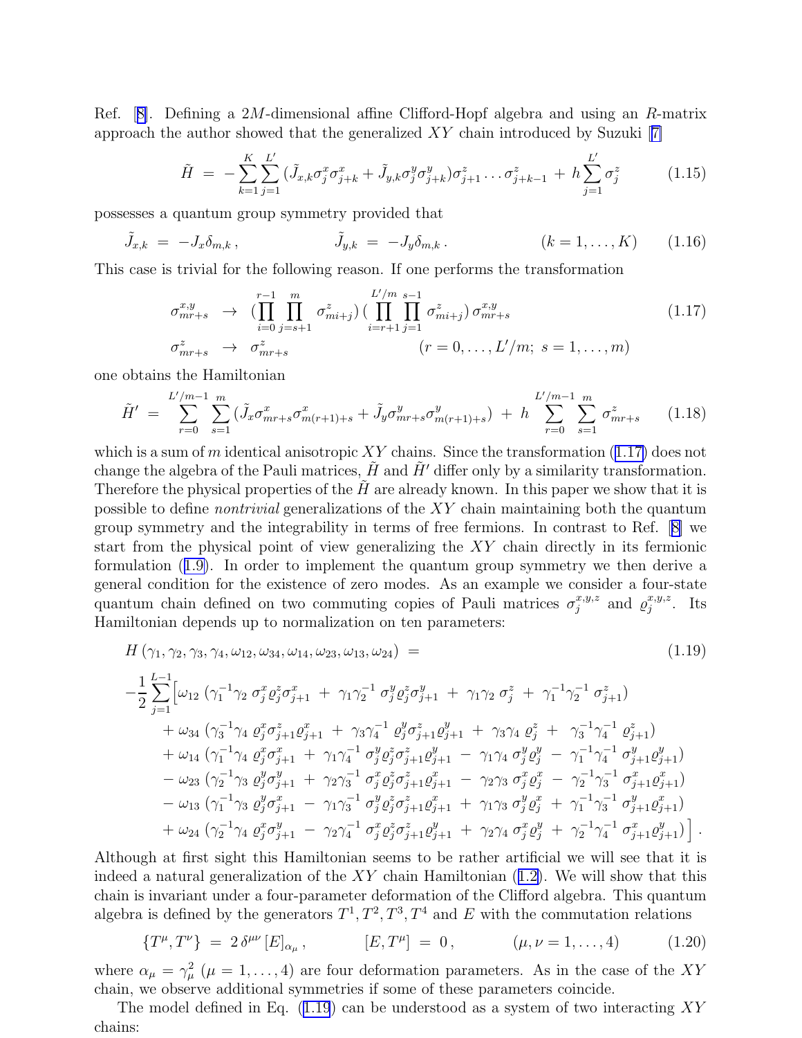Ref. [8]. Defining a $2M$-dimensional affine Clifford-Hopf algebra and using an $R$-matrix approach the author showed that the generalized $XY$ chain introduced by Suzuki [7]

$$
\tilde{H} \;=\; -\sum_{k=1}^{K}\sum_{j=1}^{L'} (\tilde{J}_{x,k}\sigma_j^x\sigma_{j+k}^x + \tilde{J}_{y,k}\sigma_j^y\sigma_{j+k}^y)\sigma_{j+1}^z \ldots \sigma_{j+k-1}^z \;+\; h\sum_{j=1}^{L'}\sigma_j^z \tag{1.15}
$$

possesses a quantum group symmetry provided that

$$
\tilde{J}_{x,k} \;=\; -J_x\delta_{m,k}\,, \qquad\qquad \tilde{J}_{y,k} \;=\; -J_y\delta_{m,k}\,. \qquad\qquad (k=1,\ldots,K) \tag{1.16}
$$

This case is trivial for the following reason. If one performs the transformation

$$
\begin{aligned}
\sigma_{mr+s}^{x,y} \;&\to\; (\prod_{i=0}^{r-1}\prod_{j=s+1}^{m}\sigma_{mi+j}^z)\,(\prod_{i=r+1}^{L'/m}\prod_{j=1}^{s-1}\sigma_{mi+j}^z)\,\sigma_{mr+s}^{x,y} \\
\sigma_{mr+s}^z \;&\to\; \sigma_{mr+s}^z \qquad\qquad\qquad\qquad (r=0,\ldots,L'/m;\; s=1,\ldots,m)
\end{aligned} \tag{1.17}
$$

one obtains the Hamiltonian

$$
\tilde{H}' \;=\; \sum_{r=0}^{L'/m-1}\sum_{s=1}^{m}(\tilde{J}_x\sigma_{mr+s}^x\sigma_{m(r+1)+s}^x + \tilde{J}_y\sigma_{mr+s}^y\sigma_{m(r+1)+s}^y) \;+\; h\sum_{r=0}^{L'/m-1}\sum_{s=1}^{m}\sigma_{mr+s}^z \tag{1.18}
$$

which is a sum of $m$ identical anisotropic $XY$ chains. Since the transformation (1.17) does not change the algebra of the Pauli matrices, $\tilde{H}$ and $\tilde{H}'$ differ only by a similarity transformation. Therefore the physical properties of the $\tilde{H}$ are already known. In this paper we show that it is possible to define *nontrivial* generalizations of the $XY$ chain maintaining both the quantum group symmetry and the integrability in terms of free fermions. In contrast to Ref. [8] we start from the physical point of view generalizing the $XY$ chain directly in its fermionic formulation (1.9). In order to implement the quantum group symmetry we then derive a general condition for the existence of zero modes. As an example we consider a four-state quantum chain defined on two commuting copies of Pauli matrices $\sigma_j^{x,y,z}$ and $\varrho_j^{x,y,z}$. Its Hamiltonian depends up to normalization on ten parameters:

$$
\begin{aligned}
&H\,(\gamma_1,\gamma_2,\gamma_3,\gamma_4,\omega_{12},\omega_{34},\omega_{14},\omega_{23},\omega_{13},\omega_{24}) \;= \\
&-\frac{1}{2}\sum_{j=1}^{L-1}\Big[\omega_{12}\,(\gamma_1^{-1}\gamma_2\;\sigma_j^x\varrho_j^z\sigma_{j+1}^x \;+\; \gamma_1\gamma_2^{-1}\;\sigma_j^y\varrho_j^z\sigma_{j+1}^y \;+\; \gamma_1\gamma_2\;\sigma_j^z \;+\; \gamma_1^{-1}\gamma_2^{-1}\;\sigma_{j+1}^z) \\
&\quad+\omega_{34}\,(\gamma_3^{-1}\gamma_4\;\varrho_j^x\sigma_{j+1}^z\varrho_{j+1}^x \;+\; \gamma_3\gamma_4^{-1}\;\varrho_j^y\sigma_{j+1}^z\varrho_{j+1}^y \;+\; \gamma_3\gamma_4\;\varrho_j^z \;+\; \gamma_3^{-1}\gamma_4^{-1}\;\varrho_{j+1}^z) \\
&\quad+\omega_{14}\,(\gamma_1^{-1}\gamma_4\;\varrho_j^x\sigma_{j+1}^x \;+\; \gamma_1\gamma_4^{-1}\;\sigma_j^y\varrho_j^z\sigma_{j+1}^z\varrho_{j+1}^y \;-\; \gamma_1\gamma_4\;\sigma_j^y\varrho_j^y \;-\; \gamma_1^{-1}\gamma_4^{-1}\;\sigma_{j+1}^y\varrho_{j+1}^y) \\
&\quad-\omega_{23}\,(\gamma_2^{-1}\gamma_3\;\varrho_j^y\sigma_{j+1}^y \;+\; \gamma_2\gamma_3^{-1}\;\sigma_j^x\varrho_j^z\sigma_{j+1}^z\varrho_{j+1}^x \;-\; \gamma_2\gamma_3\;\sigma_j^x\varrho_j^x \;-\; \gamma_2^{-1}\gamma_3^{-1}\;\sigma_{j+1}^x\varrho_{j+1}^x) \\
&\quad-\omega_{13}\,(\gamma_1^{-1}\gamma_3\;\varrho_j^y\sigma_{j+1}^x \;-\; \gamma_1\gamma_3^{-1}\;\sigma_j^y\varrho_j^z\sigma_{j+1}^z\varrho_{j+1}^x \;+\; \gamma_1\gamma_3\;\sigma_j^y\varrho_j^x \;+\; \gamma_1^{-1}\gamma_3^{-1}\;\sigma_{j+1}^y\varrho_{j+1}^x) \\
&\quad+\omega_{24}\,(\gamma_2^{-1}\gamma_4\;\varrho_j^x\sigma_{j+1}^y \;-\; \gamma_2\gamma_4^{-1}\;\sigma_j^x\varrho_j^z\sigma_{j+1}^z\varrho_{j+1}^y \;+\; \gamma_2\gamma_4\;\sigma_j^x\varrho_j^y \;+\; \gamma_2^{-1}\gamma_4^{-1}\;\sigma_{j+1}^x\varrho_{j+1}^y)\Big]\,.
\end{aligned} \tag{1.19}
$$

Although at first sight this Hamiltonian seems to be rather artificial we will see that it is indeed a natural generalization of the $XY$ chain Hamiltonian (1.2). We will show that this chain is invariant under a four-parameter deformation of the Clifford algebra. This quantum algebra is defined by the generators $T^1, T^2, T^3, T^4$ and $E$ with the commutation relations

$$
\{T^\mu, T^\nu\} \;=\; 2\,\delta^{\mu\nu}\,[E]_{\alpha_\mu}\,, \qquad\qquad [E, T^\mu] \;=\; 0\,, \qquad\qquad (\mu,\nu=1,\ldots,4) \tag{1.20}
$$

where $\alpha_\mu = \gamma_\mu^2$ $(\mu=1,\ldots,4)$ are four deformation parameters. As in the case of the $XY$ chain, we observe additional symmetries if some of these parameters coincide.

The model defined in Eq. (1.19) can be understood as a system of two interacting $XY$ chains: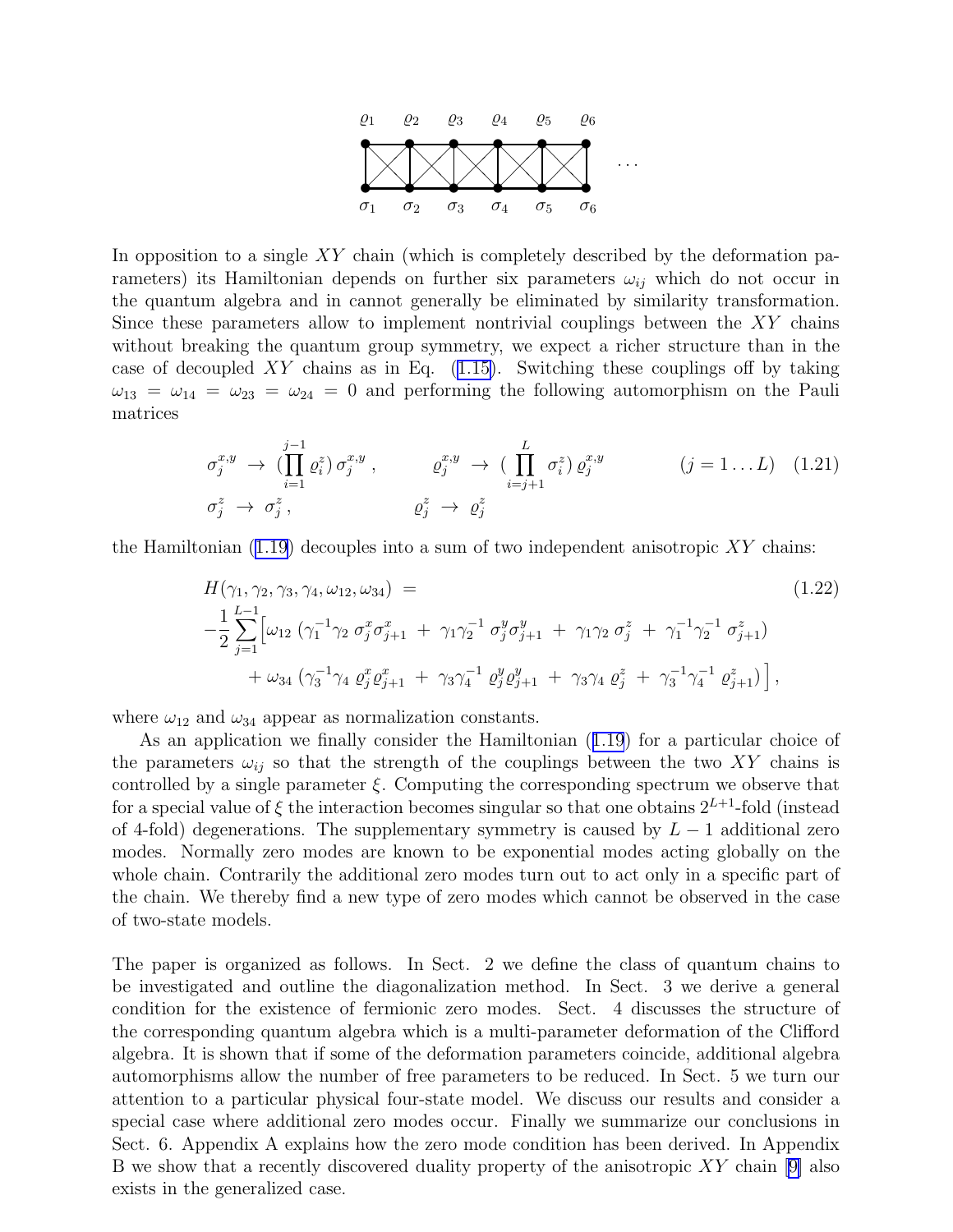In opposition to a single $XY$ chain (which is completely described by the deformation parameters) its Hamiltonian depends on further six parameters $\omega_{ij}$ which do not occur in the quantum algebra and in cannot generally be eliminated by similarity transformation. Since these parameters allow to implement nontrivial couplings between the $XY$ chains without breaking the quantum group symmetry, we expect a richer structure than in the case of decoupled $XY$ chains as in Eq. (1.15). Switching these couplings off by taking $\omega_{13} = \omega_{14} = \omega_{23} = \omega_{24} = 0$ and performing the following automorphism on the Pauli matrices

$$
\begin{aligned}
\sigma_j^{x,y} &\to (\prod_{i=1}^{j-1} \varrho_i^z)\, \sigma_j^{x,y}\,, & \varrho_j^{x,y} &\to (\prod_{i=j+1}^{L} \sigma_i^z)\, \varrho_j^{x,y} & (j = 1 \ldots L) \qquad (1.21)\\
\sigma_j^z &\to \sigma_j^z\,, & \varrho_j^z &\to \varrho_j^z &
\end{aligned}
$$

the Hamiltonian (1.19) decouples into a sum of two independent anisotropic $XY$ chains:

$$
\begin{aligned}
&H(\gamma_1, \gamma_2, \gamma_3, \gamma_4, \omega_{12}, \omega_{34}) = \qquad (1.22)\\
&-\frac{1}{2}\sum_{j=1}^{L-1}\Big[\omega_{12}\,(\gamma_1^{-1}\gamma_2\,\sigma_j^x\sigma_{j+1}^x \;+\; \gamma_1\gamma_2^{-1}\,\sigma_j^y\sigma_{j+1}^y \;+\; \gamma_1\gamma_2\,\sigma_j^z \;+\; \gamma_1^{-1}\gamma_2^{-1}\,\sigma_{j+1}^z)\\
&\qquad + \omega_{34}\,(\gamma_3^{-1}\gamma_4\,\varrho_j^x\varrho_{j+1}^x \;+\; \gamma_3\gamma_4^{-1}\,\varrho_j^y\varrho_{j+1}^y \;+\; \gamma_3\gamma_4\,\varrho_j^z \;+\; \gamma_3^{-1}\gamma_4^{-1}\,\varrho_{j+1}^z)\Big]\,,
\end{aligned}
$$

where $\omega_{12}$ and $\omega_{34}$ appear as normalization constants.

As an application we finally consider the Hamiltonian (1.19) for a particular choice of the parameters $\omega_{ij}$ so that the strength of the couplings between the two $XY$ chains is controlled by a single parameter $\xi$. Computing the corresponding spectrum we observe that for a special value of $\xi$ the interaction becomes singular so that one obtains $2^{L+1}$-fold (instead of 4-fold) degenerations. The supplementary symmetry is caused by $L-1$ additional zero modes. Normally zero modes are known to be exponential modes acting globally on the whole chain. Contrarily the additional zero modes turn out to act only in a specific part of the chain. We thereby find a new type of zero modes which cannot be observed in the case of two-state models.

The paper is organized as follows. In Sect. 2 we define the class of quantum chains to be investigated and outline the diagonalization method. In Sect. 3 we derive a general condition for the existence of fermionic zero modes. Sect. 4 discusses the structure of the corresponding quantum algebra which is a multi-parameter deformation of the Clifford algebra. It is shown that if some of the deformation parameters coincide, additional algebra automorphisms allow the number of free parameters to be reduced. In Sect. 5 we turn our attention to a particular physical four-state model. We discuss our results and consider a special case where additional zero modes occur. Finally we summarize our conclusions in Sect. 6. Appendix A explains how the zero mode condition has been derived. In Appendix B we show that a recently discovered duality property of the anisotropic $XY$ chain [9] also exists in the generalized case.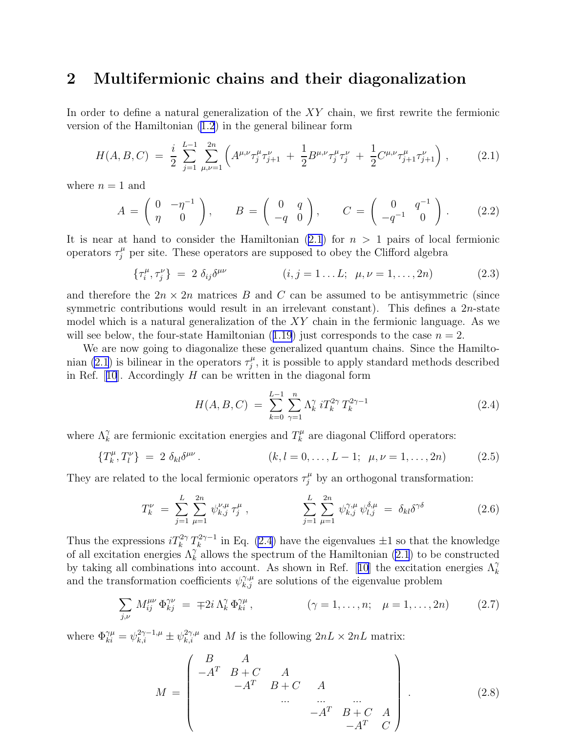## 2 Multifermionic chains and their diagonalization

In order to define a natural generalization of the $XY$ chain, we first rewrite the fermionic version of the Hamiltonian (1.2) in the general bilinear form

$$H(A,B,C) \;=\; \frac{i}{2}\sum_{j=1}^{L-1}\sum_{\mu,\nu=1}^{2n}\Big(A^{\mu,\nu}\tau_j^\mu\tau_{j+1}^\nu \;+\; \frac{1}{2}B^{\mu,\nu}\tau_j^\mu\tau_j^\nu \;+\; \frac{1}{2}C^{\mu,\nu}\tau_{j+1}^\mu\tau_{j+1}^\nu\Big)\,, \tag{2.1}$$

where $n=1$ and

$$A \;=\; \begin{pmatrix} 0 & -\eta^{-1} \\ \eta & 0 \end{pmatrix}, \qquad B \;=\; \begin{pmatrix} 0 & q \\ -q & 0 \end{pmatrix}, \qquad C \;=\; \begin{pmatrix} 0 & q^{-1} \\ -q^{-1} & 0 \end{pmatrix}. \tag{2.2}$$

It is near at hand to consider the Hamiltonian (2.1) for $n>1$ pairs of local fermionic operators $\tau_j^\mu$ per site. These operators are supposed to obey the Clifford algebra

$$\{\tau_i^\mu,\tau_j^\nu\} \;=\; 2\;\delta_{ij}\delta^{\mu\nu} \qquad\qquad (i,j=1\ldots L;\;\; \mu,\nu=1,\ldots,2n) \tag{2.3}$$

and therefore the $2n\times 2n$ matrices $B$ and $C$ can be assumed to be antisymmetric (since symmetric contributions would result in an irrelevant constant). This defines a $2n$-state model which is a natural generalization of the $XY$ chain in the fermionic language. As we will see below, the four-state Hamiltonian (1.19) just corresponds to the case $n=2$.

We are now going to diagonalize these generalized quantum chains. Since the Hamiltonian (2.1) is bilinear in the operators $\tau_j^\mu$, it is possible to apply standard methods described in Ref. [10]. Accordingly $H$ can be written in the diagonal form

$$H(A,B,C) \;=\; \sum_{k=0}^{L-1}\sum_{\gamma=1}^{n}\Lambda_k^\gamma\; iT_k^{2\gamma}\,T_k^{2\gamma-1} \tag{2.4}$$

where $\Lambda_k^\gamma$ are fermionic excitation energies and $T_k^\mu$ are diagonal Clifford operators:

$$\{T_k^\mu,T_l^\nu\} \;=\; 2\;\delta_{kl}\delta^{\mu\nu}\,. \qquad\qquad (k,l=0,\ldots,L-1;\;\; \mu,\nu=1,\ldots,2n) \tag{2.5}$$

They are related to the local fermionic operators $\tau_j^\mu$ by an orthogonal transformation:

$$T_k^\nu \;=\; \sum_{j=1}^{L}\sum_{\mu=1}^{2n}\psi_{k,j}^{\nu,\mu}\,\tau_j^\mu\,, \qquad\qquad \sum_{j=1}^{L}\sum_{\mu=1}^{2n}\psi_{k,j}^{\gamma,\mu}\,\psi_{l,j}^{\delta,\mu} \;=\; \delta_{kl}\delta^{\gamma\delta} \tag{2.6}$$

Thus the expressions $iT_k^{2\gamma}\,T_k^{2\gamma-1}$ in Eq. (2.4) have the eigenvalues $\pm1$ so that the knowledge of all excitation energies $\Lambda_k^\gamma$ allows the spectrum of the Hamiltonian (2.1) to be constructed by taking all combinations into account. As shown in Ref. [10] the excitation energies $\Lambda_k^\gamma$ and the transformation coefficients $\psi_{k,j}^{\gamma,\mu}$ are solutions of the eigenvalue problem

$$\sum_{j,\nu} M_{ij}^{\mu\nu}\,\Phi_{kj}^{\gamma\nu} \;=\; \mp 2i\,\Lambda_k^\gamma\,\Phi_{ki}^{\gamma\mu}\,, \qquad\qquad (\gamma=1,\ldots,n;\;\; \mu=1,\ldots,2n) \tag{2.7}$$

where $\Phi_{ki}^{\gamma\mu}=\psi_{k,i}^{2\gamma-1,\mu}\pm\psi_{k,i}^{2\gamma,\mu}$ and $M$ is the following $2nL\times 2nL$ matrix:

$$M \;=\; \begin{pmatrix} B & A & & & & \\ -A^T & B+C & A & & & \\ & -A^T & B+C & A & & \\ & & \cdots & \cdots & \cdots & \\ & & & -A^T & B+C & A \\ & & & & -A^T & C \end{pmatrix}. \tag{2.8}$$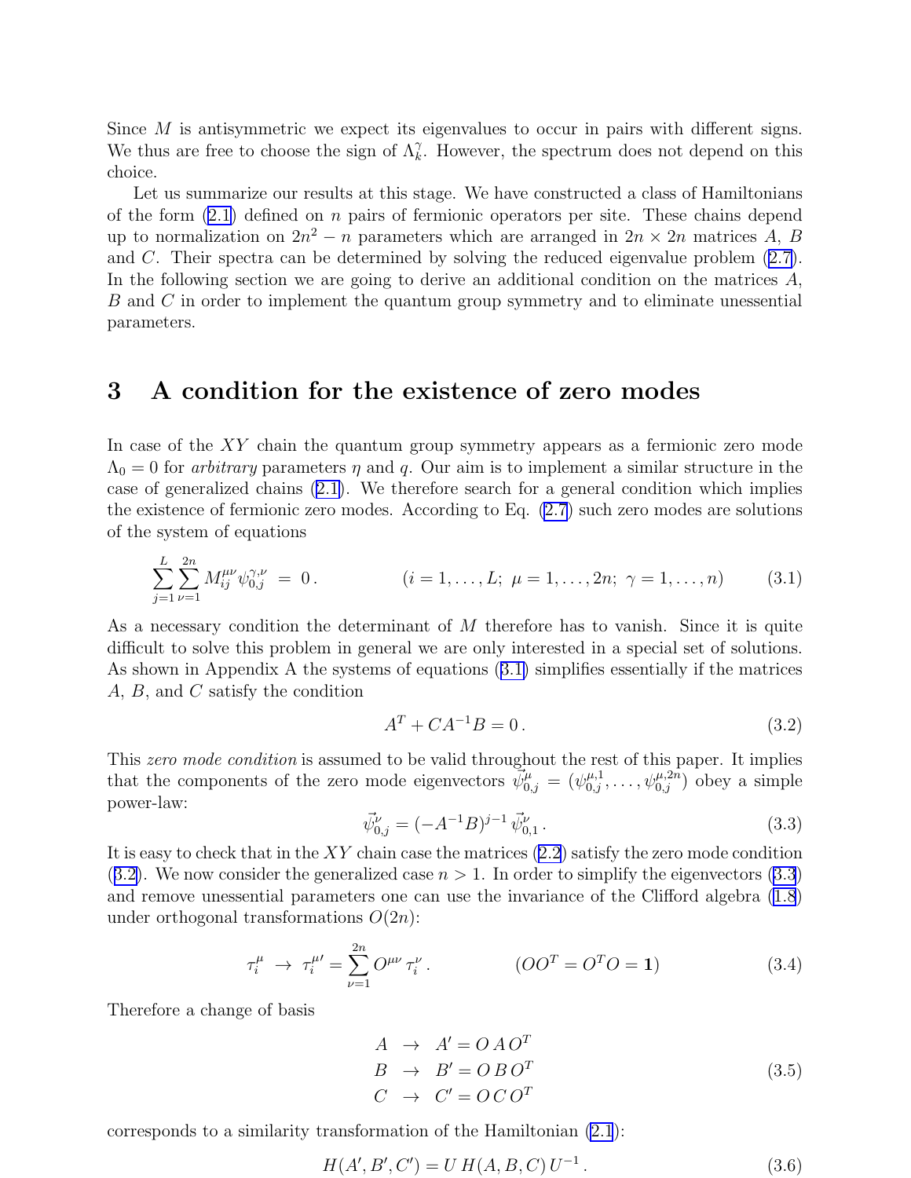Since $M$ is antisymmetric we expect its eigenvalues to occur in pairs with different signs. We thus are free to choose the sign of $\Lambda_k^\gamma$. However, the spectrum does not depend on this choice.

Let us summarize our results at this stage. We have constructed a class of Hamiltonians of the form (2.1) defined on $n$ pairs of fermionic operators per site. These chains depend up to normalization on $2n^2 - n$ parameters which are arranged in $2n \times 2n$ matrices $A$, $B$ and $C$. Their spectra can be determined by solving the reduced eigenvalue problem (2.7). In the following section we are going to derive an additional condition on the matrices $A$, $B$ and $C$ in order to implement the quantum group symmetry and to eliminate unessential parameters.

## 3 A condition for the existence of zero modes

In case of the $XY$ chain the quantum group symmetry appears as a fermionic zero mode $\Lambda_0 = 0$ for *arbitrary* parameters $\eta$ and $q$. Our aim is to implement a similar structure in the case of generalized chains (2.1). We therefore search for a general condition which implies the existence of fermionic zero modes. According to Eq. (2.7) such zero modes are solutions of the system of equations

$$\sum_{j=1}^{L} \sum_{\nu=1}^{2n} M_{ij}^{\mu\nu} \psi_{0,j}^{\gamma,\nu} \;=\; 0\,. \qquad\qquad (i = 1,\ldots,L;\; \mu = 1,\ldots,2n;\; \gamma = 1,\ldots,n) \tag{3.1}$$

As a necessary condition the determinant of $M$ therefore has to vanish. Since it is quite difficult to solve this problem in general we are only interested in a special set of solutions. As shown in Appendix A the systems of equations (3.1) simplifies essentially if the matrices $A$, $B$, and $C$ satisfy the condition

$$A^T + C A^{-1} B = 0\,. \tag{3.2}$$

This *zero mode condition* is assumed to be valid throughout the rest of this paper. It implies that the components of the zero mode eigenvectors $\vec{\psi}_{0,j}^{\mu} = (\psi_{0,j}^{\mu,1}, \ldots, \psi_{0,j}^{\mu,2n})$ obey a simple power-law:

$$\vec{\psi}_{0,j}^{\nu} = (-A^{-1}B)^{j-1}\, \vec{\psi}_{0,1}^{\nu}\,. \tag{3.3}$$

It is easy to check that in the $XY$ chain case the matrices (2.2) satisfy the zero mode condition (3.2). We now consider the generalized case $n > 1$. In order to simplify the eigenvectors (3.3) and remove unessential parameters one can use the invariance of the Clifford algebra (1.8) under orthogonal transformations $O(2n)$:

$$\tau_i^\mu \;\to\; \tau_i^{\mu\prime} = \sum_{\nu=1}^{2n} O^{\mu\nu}\, \tau_i^\nu\,. \qquad\qquad (O O^T = O^T O = \mathbf{1}) \tag{3.4}$$

Therefore a change of basis

$$\begin{aligned} A &\;\to\; A' = O\, A\, O^T \\ B &\;\to\; B' = O\, B\, O^T \\ C &\;\to\; C' = O\, C\, O^T \end{aligned} \tag{3.5}$$

corresponds to a similarity transformation of the Hamiltonian (2.1):

$$H(A', B', C') = U\, H(A, B, C)\, U^{-1}\,. \tag{3.6}$$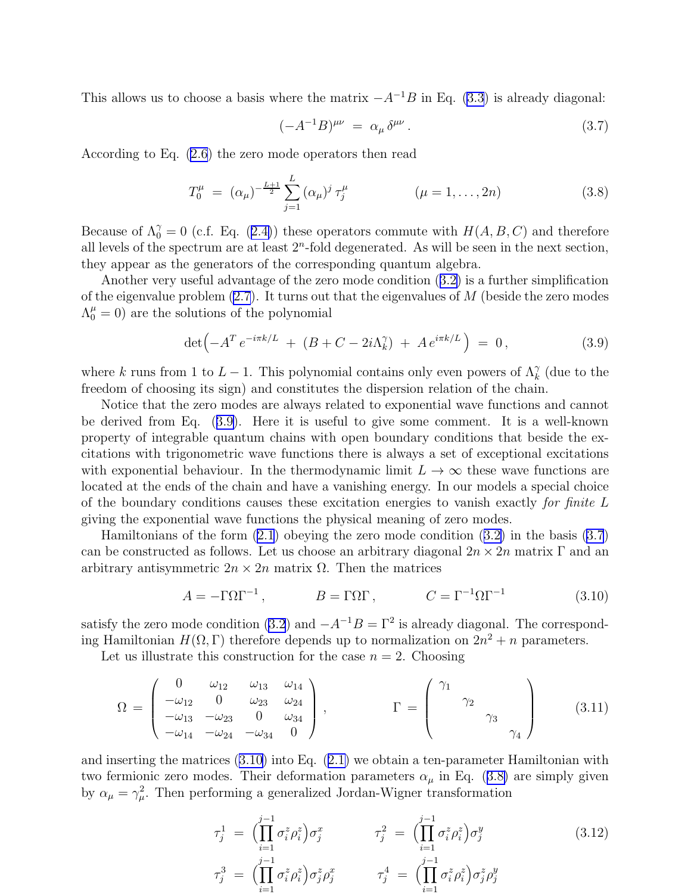This allows us to choose a basis where the matrix $-A^{-1}B$ in Eq. (3.3) is already diagonal:

$$(-A^{-1}B)^{\mu\nu} \;=\; \alpha_\mu\,\delta^{\mu\nu}\,. \tag{3.7}$$

According to Eq. (2.6) the zero mode operators then read

$$T_0^\mu \;=\; (\alpha_\mu)^{-\frac{L+1}{2}} \sum_{j=1}^{L} (\alpha_\mu)^j\,\tau_j^\mu \qquad\qquad (\mu = 1,\ldots,2n) \tag{3.8}$$

Because of $\Lambda_0^\gamma = 0$ (c.f. Eq. (2.4)) these operators commute with $H(A,B,C)$ and therefore all levels of the spectrum are at least $2^n$-fold degenerated. As will be seen in the next section, they appear as the generators of the corresponding quantum algebra.

Another very useful advantage of the zero mode condition (3.2) is a further simplification of the eigenvalue problem (2.7). It turns out that the eigenvalues of $M$ (beside the zero modes $\Lambda_0^\mu = 0$) are the solutions of the polynomial

$$\det\!\Big(-A^T\,e^{-i\pi k/L} \;+\; (B + C - 2i\Lambda_k^\gamma) \;+\; A\,e^{i\pi k/L}\Big) \;=\; 0\,, \tag{3.9}$$

where $k$ runs from 1 to $L-1$. This polynomial contains only even powers of $\Lambda_k^\gamma$ (due to the freedom of choosing its sign) and constitutes the dispersion relation of the chain.

Notice that the zero modes are always related to exponential wave functions and cannot be derived from Eq. (3.9). Here it is useful to give some comment. It is a well-known property of integrable quantum chains with open boundary conditions that beside the excitations with trigonometric wave functions there is always a set of exceptional excitations with exponential behaviour. In the thermodynamic limit $L \to \infty$ these wave functions are located at the ends of the chain and have a vanishing energy. In our models a special choice of the boundary conditions causes these excitation energies to vanish exactly *for finite* $L$ giving the exponential wave functions the physical meaning of zero modes.

Hamiltonians of the form (2.1) obeying the zero mode condition (3.2) in the basis (3.7) can be constructed as follows. Let us choose an arbitrary diagonal $2n \times 2n$ matrix $\Gamma$ and an arbitrary antisymmetric $2n \times 2n$ matrix $\Omega$. Then the matrices

$$A = -\Gamma\Omega\Gamma^{-1}\,, \qquad\qquad B = \Gamma\Omega\Gamma\,, \qquad\qquad C = \Gamma^{-1}\Omega\Gamma^{-1} \tag{3.10}$$

satisfy the zero mode condition (3.2) and $-A^{-1}B = \Gamma^2$ is already diagonal. The corresponding Hamiltonian $H(\Omega,\Gamma)$ therefore depends up to normalization on $2n^2 + n$ parameters.

Let us illustrate this construction for the case $n = 2$. Choosing

$$\Omega \;=\; \begin{pmatrix} 0 & \omega_{12} & \omega_{13} & \omega_{14} \\ -\omega_{12} & 0 & \omega_{23} & \omega_{24} \\ -\omega_{13} & -\omega_{23} & 0 & \omega_{34} \\ -\omega_{14} & -\omega_{24} & -\omega_{34} & 0 \end{pmatrix}, \qquad\qquad \Gamma \;=\; \begin{pmatrix} \gamma_1 & & & \\ & \gamma_2 & & \\ & & \gamma_3 & \\ & & & \gamma_4 \end{pmatrix} \tag{3.11}$$

and inserting the matrices (3.10) into Eq. (2.1) we obtain a ten-parameter Hamiltonian with two fermionic zero modes. Their deformation parameters $\alpha_\mu$ in Eq. (3.8) are simply given by $\alpha_\mu = \gamma_\mu^2$. Then performing a generalized Jordan-Wigner transformation

$$\begin{aligned} \tau_j^1 \;&=\; \Big(\prod_{i=1}^{j-1} \sigma_i^z \rho_i^z\Big)\sigma_j^x \qquad\qquad & \tau_j^2 \;&=\; \Big(\prod_{i=1}^{j-1} \sigma_i^z \rho_i^z\Big)\sigma_j^y \\ \tau_j^3 \;&=\; \Big(\prod_{i=1}^{j-1} \sigma_i^z \rho_i^z\Big)\sigma_j^z \rho_j^x \qquad\qquad & \tau_j^4 \;&=\; \Big(\prod_{i=1}^{j-1} \sigma_i^z \rho_i^z\Big)\sigma_j^z \rho_j^y \end{aligned} \tag{3.12}$$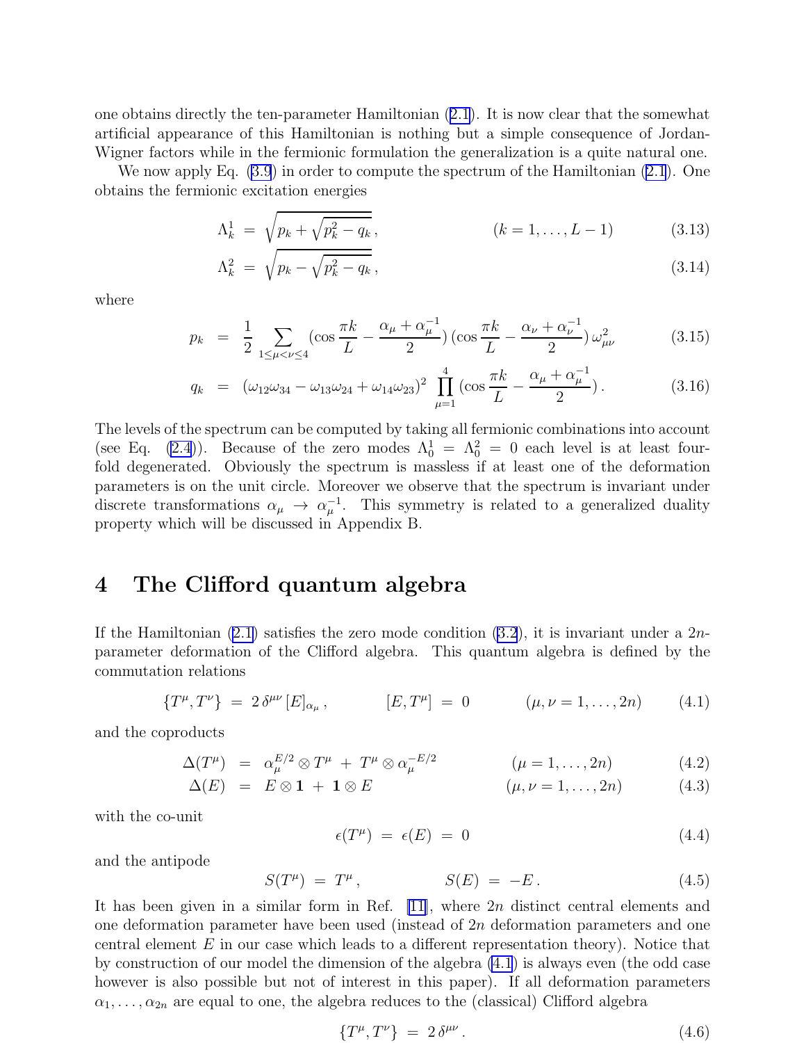one obtains directly the ten-parameter Hamiltonian (2.1). It is now clear that the somewhat artificial appearance of this Hamiltonian is nothing but a simple consequence of Jordan-Wigner factors while in the fermionic formulation the generalization is a quite natural one.

We now apply Eq. (3.9) in order to compute the spectrum of the Hamiltonian (2.1). One obtains the fermionic excitation energies

$$\Lambda_k^1 \;=\; \sqrt{p_k + \sqrt{p_k^2 - q_k}}\,, \qquad\qquad (k = 1, \ldots, L-1) \tag{3.13}$$

$$\Lambda_k^2 \;=\; \sqrt{p_k - \sqrt{p_k^2 - q_k}}\,, \tag{3.14}$$

where

$$p_k \;=\; \frac{1}{2} \sum_{1 \le \mu < \nu \le 4} \Big(\cos\frac{\pi k}{L} - \frac{\alpha_\mu + \alpha_\mu^{-1}}{2}\Big)\Big(\cos\frac{\pi k}{L} - \frac{\alpha_\nu + \alpha_\nu^{-1}}{2}\Big)\,\omega_{\mu\nu}^2 \tag{3.15}$$

$$q_k \;=\; (\omega_{12}\omega_{34} - \omega_{13}\omega_{24} + \omega_{14}\omega_{23})^2 \prod_{\mu=1}^{4} \Big(\cos\frac{\pi k}{L} - \frac{\alpha_\mu + \alpha_\mu^{-1}}{2}\Big)\,. \tag{3.16}$$

The levels of the spectrum can be computed by taking all fermionic combinations into account (see Eq. (2.4)). Because of the zero modes $\Lambda_0^1 = \Lambda_0^2 = 0$ each level is at least four-fold degenerated. Obviously the spectrum is massless if at least one of the deformation parameters is on the unit circle. Moreover we observe that the spectrum is invariant under discrete transformations $\alpha_\mu \to \alpha_\mu^{-1}$. This symmetry is related to a generalized duality property which will be discussed in Appendix B.

# 4 The Clifford quantum algebra

If the Hamiltonian (2.1) satisfies the zero mode condition (3.2), it is invariant under a $2n$-parameter deformation of the Clifford algebra. This quantum algebra is defined by the commutation relations

$$\{T^\mu, T^\nu\} \;=\; 2\,\delta^{\mu\nu}\,[E]_{\alpha_\mu}\,, \qquad [E, T^\mu] \;=\; 0 \qquad (\mu,\nu = 1,\ldots,2n) \tag{4.1}$$

and the coproducts

$$\Delta(T^\mu) \;=\; \alpha_\mu^{E/2} \otimes T^\mu \;+\; T^\mu \otimes \alpha_\mu^{-E/2} \qquad (\mu = 1,\ldots,2n) \tag{4.2}$$

$$\Delta(E) \;=\; E \otimes \mathbf{1} \;+\; \mathbf{1} \otimes E \qquad (\mu,\nu = 1,\ldots,2n) \tag{4.3}$$

with the co-unit

$$\epsilon(T^\mu) \;=\; \epsilon(E) \;=\; 0 \tag{4.4}$$

and the antipode

$$S(T^\mu) \;=\; T^\mu\,, \qquad\qquad S(E) \;=\; -E\,. \tag{4.5}$$

It has been given in a similar form in Ref. [11], where $2n$ distinct central elements and one deformation parameter have been used (instead of $2n$ deformation parameters and one central element $E$ in our case which leads to a different representation theory). Notice that by construction of our model the dimension of the algebra (4.1) is always even (the odd case however is also possible but not of interest in this paper). If all deformation parameters $\alpha_1, \ldots, \alpha_{2n}$ are equal to one, the algebra reduces to the (classical) Clifford algebra

$$\{T^\mu, T^\nu\} \;=\; 2\,\delta^{\mu\nu}\,. \tag{4.6}$$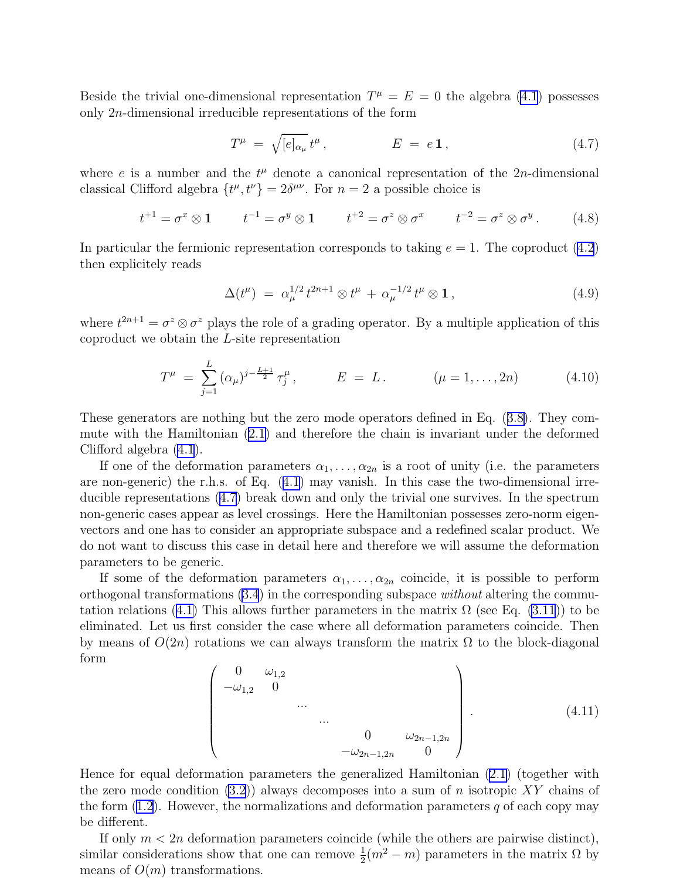Beside the trivial one-dimensional representation $T^\mu = E = 0$ the algebra (4.1) possesses only $2n$-dimensional irreducible representations of the form

$$T^\mu \;=\; \sqrt{[e]_{\alpha_\mu}}\, t^\mu\,, \qquad\qquad E \;=\; e\,\mathbf{1}\,, \tag{4.7}$$

where $e$ is a number and the $t^\mu$ denote a canonical representation of the $2n$-dimensional classical Clifford algebra $\{t^\mu, t^\nu\} = 2\delta^{\mu\nu}$. For $n = 2$ a possible choice is

$$t^{+1} = \sigma^x \otimes \mathbf{1} \qquad t^{-1} = \sigma^y \otimes \mathbf{1} \qquad t^{+2} = \sigma^z \otimes \sigma^x \qquad t^{-2} = \sigma^z \otimes \sigma^y\,. \tag{4.8}$$

In particular the fermionic representation corresponds to taking $e = 1$. The coproduct (4.2) then explicitely reads

$$\Delta(t^\mu) \;=\; \alpha_\mu^{1/2}\, t^{2n+1} \otimes t^\mu \;+\; \alpha_\mu^{-1/2}\, t^\mu \otimes \mathbf{1}\,, \tag{4.9}$$

where $t^{2n+1} = \sigma^z \otimes \sigma^z$ plays the role of a grading operator. By a multiple application of this coproduct we obtain the $L$-site representation

$$T^\mu \;=\; \sum_{j=1}^{L} (\alpha_\mu)^{j-\frac{L+1}{2}}\, \tau_j^\mu\,, \qquad\quad E \;=\; L\,. \qquad\quad (\mu = 1, \ldots, 2n) \tag{4.10}$$

These generators are nothing but the zero mode operators defined in Eq. (3.8). They commute with the Hamiltonian (2.1) and therefore the chain is invariant under the deformed Clifford algebra (4.1).

If one of the deformation parameters $\alpha_1, \ldots, \alpha_{2n}$ is a root of unity (i.e. the parameters are non-generic) the r.h.s. of Eq. (4.1) may vanish. In this case the two-dimensional irreducible representations (4.7) break down and only the trivial one survives. In the spectrum non-generic cases appear as level crossings. Here the Hamiltonian possesses zero-norm eigenvectors and one has to consider an appropriate subspace and a redefined scalar product. We do not want to discuss this case in detail here and therefore we will assume the deformation parameters to be generic.

If some of the deformation parameters $\alpha_1, \ldots, \alpha_{2n}$ coincide, it is possible to perform orthogonal transformations (3.4) in the corresponding subspace *without* altering the commutation relations (4.1) This allows further parameters in the matrix $\Omega$ (see Eq. (3.11)) to be eliminated. Let us first consider the case where all deformation parameters coincide. Then by means of $O(2n)$ rotations we can always transform the matrix $\Omega$ to the block-diagonal form

$$\begin{pmatrix} 0 & \omega_{1,2} & & & & \\ -\omega_{1,2} & 0 & & & & \\ & & \ldots & & & \\ & & & \ldots & & \\ & & & & 0 & \omega_{2n-1,2n} \\ & & & & -\omega_{2n-1,2n} & 0 \end{pmatrix}. \tag{4.11}$$

Hence for equal deformation parameters the generalized Hamiltonian (2.1) (together with the zero mode condition (3.2)) always decomposes into a sum of $n$ isotropic $XY$ chains of the form (1.2). However, the normalizations and deformation parameters $q$ of each copy may be different.

If only $m < 2n$ deformation parameters coincide (while the others are pairwise distinct), similar considerations show that one can remove $\frac{1}{2}(m^2 - m)$ parameters in the matrix $\Omega$ by means of $O(m)$ transformations.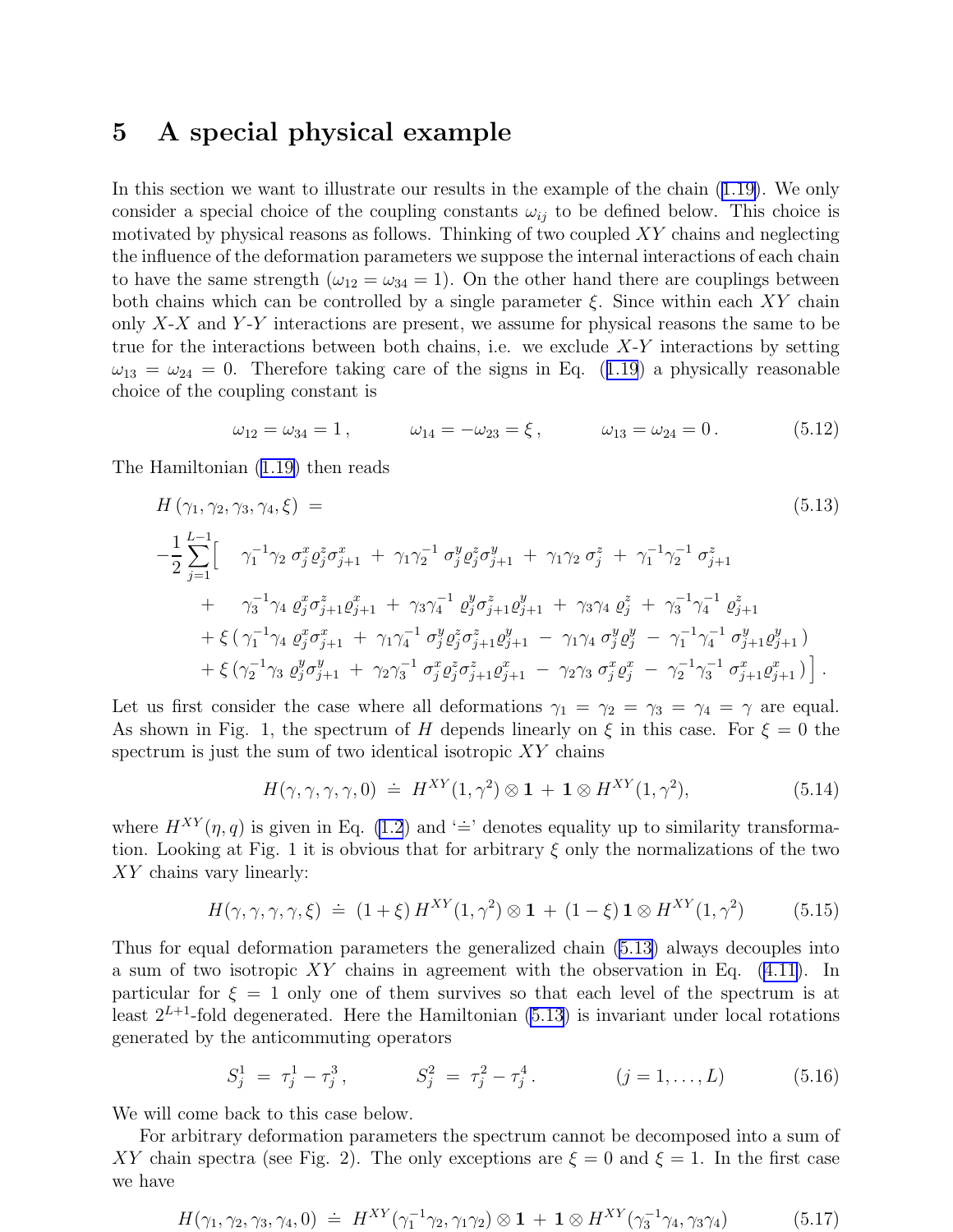## 5 A special physical example

In this section we want to illustrate our results in the example of the chain (1.19). We only consider a special choice of the coupling constants $\omega_{ij}$ to be defined below. This choice is motivated by physical reasons as follows. Thinking of two coupled $XY$ chains and neglecting the influence of the deformation parameters we suppose the internal interactions of each chain to have the same strength ($\omega_{12} = \omega_{34} = 1$). On the other hand there are couplings between both chains which can be controlled by a single parameter $\xi$. Since within each $XY$ chain only $X$-$X$ and $Y$-$Y$ interactions are present, we assume for physical reasons the same to be true for the interactions between both chains, i.e. we exclude $X$-$Y$ interactions by setting $\omega_{13} = \omega_{24} = 0$. Therefore taking care of the signs in Eq. (1.19) a physically reasonable choice of the coupling constant is

$$\omega_{12} = \omega_{34} = 1\,, \qquad \omega_{14} = -\omega_{23} = \xi\,, \qquad \omega_{13} = \omega_{24} = 0\,. \tag{5.12}$$

The Hamiltonian (1.19) then reads

$$
\begin{aligned}
& H\left(\gamma_1,\gamma_2,\gamma_3,\gamma_4,\xi\right) \;= \qquad\qquad\qquad\qquad\qquad\qquad\qquad\qquad\qquad\qquad (5.13)\\
& -\frac{1}{2}\sum_{j=1}^{L-1}\Big[\quad \gamma_1^{-1}\gamma_2\;\sigma_j^x\varrho_j^z\sigma_{j+1}^x \;+\; \gamma_1\gamma_2^{-1}\;\sigma_j^y\varrho_j^z\sigma_{j+1}^y \;+\; \gamma_1\gamma_2\;\sigma_j^z \;+\; \gamma_1^{-1}\gamma_2^{-1}\;\sigma_{j+1}^z \\
& \qquad +\quad \gamma_3^{-1}\gamma_4\;\varrho_j^x\sigma_{j+1}^z\varrho_{j+1}^x \;+\; \gamma_3\gamma_4^{-1}\;\varrho_j^y\sigma_{j+1}^z\varrho_{j+1}^y \;+\; \gamma_3\gamma_4\;\varrho_j^z \;+\; \gamma_3^{-1}\gamma_4^{-1}\;\varrho_{j+1}^z \\
& \qquad +\xi\,(\,\gamma_1^{-1}\gamma_4\;\varrho_j^x\sigma_{j+1}^x \;+\; \gamma_1\gamma_4^{-1}\;\sigma_j^y\varrho_j^z\sigma_{j+1}^z\varrho_{j+1}^y \;-\; \gamma_1\gamma_4\;\sigma_j^y\varrho_j^y \;-\; \gamma_1^{-1}\gamma_4^{-1}\;\sigma_{j+1}^y\varrho_{j+1}^y\,) \\
& \qquad +\xi\,(\gamma_2^{-1}\gamma_3\;\varrho_j^y\sigma_{j+1}^y \;+\; \gamma_2\gamma_3^{-1}\;\sigma_j^x\varrho_j^z\sigma_{j+1}^z\varrho_{j+1}^x \;-\; \gamma_2\gamma_3\;\sigma_j^x\varrho_j^x \;-\; \gamma_2^{-1}\gamma_3^{-1}\;\sigma_{j+1}^x\varrho_{j+1}^x\,)\Big]\,.
\end{aligned}
$$

Let us first consider the case where all deformations $\gamma_1 = \gamma_2 = \gamma_3 = \gamma_4 = \gamma$ are equal. As shown in Fig. 1, the spectrum of $H$ depends linearly on $\xi$ in this case. For $\xi = 0$ the spectrum is just the sum of two identical isotropic $XY$ chains

$$H(\gamma,\gamma,\gamma,\gamma,0) \;\doteq\; H^{XY}(1,\gamma^2)\otimes\mathbf{1} \,+\, \mathbf{1}\otimes H^{XY}(1,\gamma^2), \tag{5.14}$$

where $H^{XY}(\eta,q)$ is given in Eq. (1.2) and '$\doteq$' denotes equality up to similarity transformation. Looking at Fig. 1 it is obvious that for arbitrary $\xi$ only the normalizations of the two $XY$ chains vary linearly:

$$H(\gamma,\gamma,\gamma,\gamma,\xi) \;\doteq\; (1+\xi)\,H^{XY}(1,\gamma^2)\otimes\mathbf{1} \,+\, (1-\xi)\,\mathbf{1}\otimes H^{XY}(1,\gamma^2) \tag{5.15}$$

Thus for equal deformation parameters the generalized chain (5.13) always decouples into a sum of two isotropic $XY$ chains in agreement with the observation in Eq. (4.11). In particular for $\xi = 1$ only one of them survives so that each level of the spectrum is at least $2^{L+1}$-fold degenerated. Here the Hamiltonian (5.13) is invariant under local rotations generated by the anticommuting operators

$$S_j^1 \;=\; \tau_j^1 - \tau_j^3\,, \qquad S_j^2 \;=\; \tau_j^2 - \tau_j^4\,. \qquad (j = 1,\ldots,L) \tag{5.16}$$

We will come back to this case below.

For arbitrary deformation parameters the spectrum cannot be decomposed into a sum of $XY$ chain spectra (see Fig. 2). The only exceptions are $\xi = 0$ and $\xi = 1$. In the first case we have

$$H(\gamma_1,\gamma_2,\gamma_3,\gamma_4,0) \;\doteq\; H^{XY}(\gamma_1^{-1}\gamma_2,\gamma_1\gamma_2)\otimes\mathbf{1} \,+\, \mathbf{1}\otimes H^{XY}(\gamma_3^{-1}\gamma_4,\gamma_3\gamma_4) \tag{5.17}$$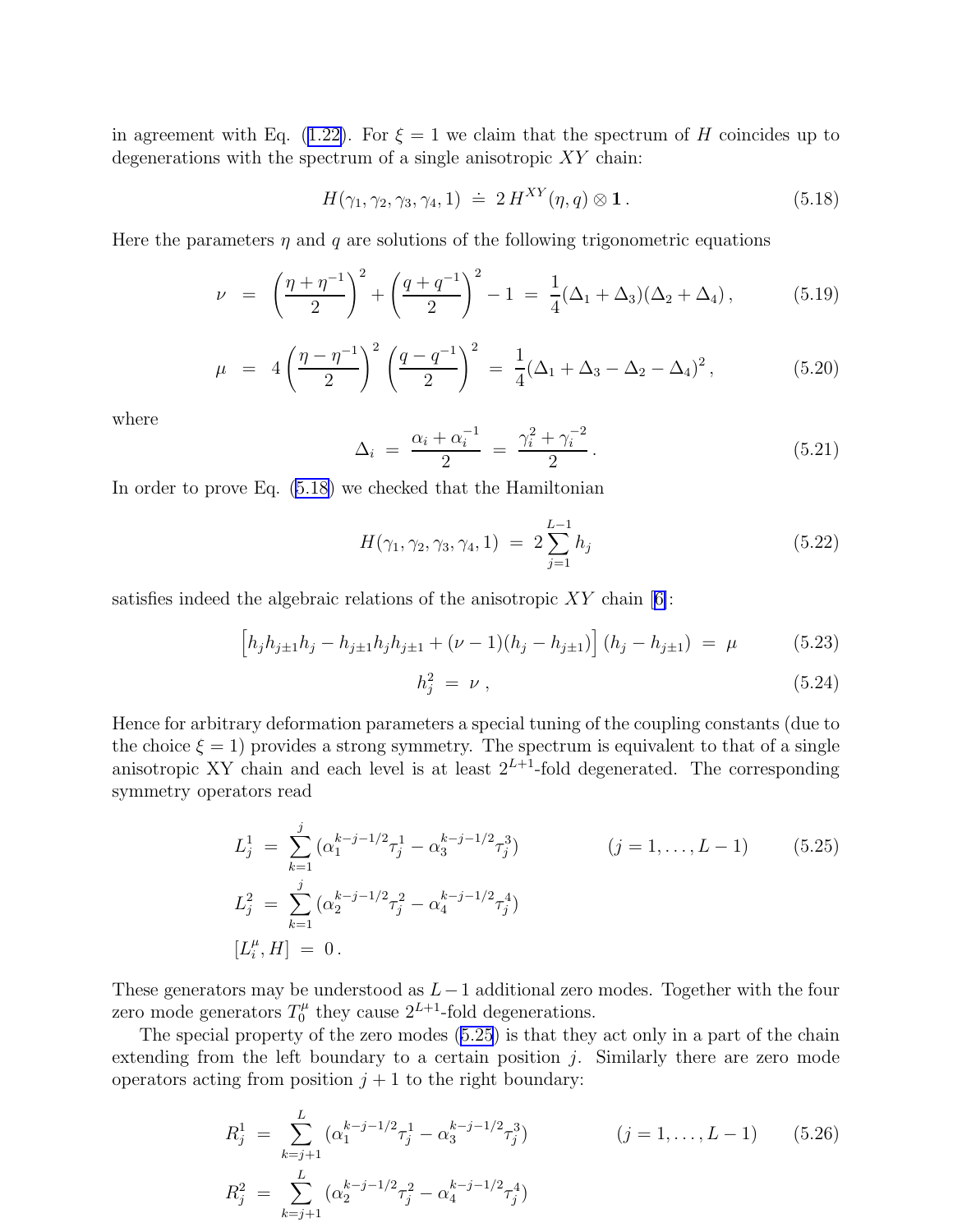in agreement with Eq. (1.22). For $\xi = 1$ we claim that the spectrum of $H$ coincides up to degenerations with the spectrum of a single anisotropic $XY$ chain:

$$H(\gamma_1, \gamma_2, \gamma_3, \gamma_4, 1) \doteq 2\, H^{XY}(\eta, q) \otimes \mathbf{1} \,. \tag{5.18}$$

Here the parameters $\eta$ and $q$ are solutions of the following trigonometric equations

$$\nu \;=\; \left(\frac{\eta + \eta^{-1}}{2}\right)^2 + \left(\frac{q + q^{-1}}{2}\right)^2 - 1 \;=\; \frac{1}{4}(\Delta_1 + \Delta_3)(\Delta_2 + \Delta_4)\,, \tag{5.19}$$

$$\mu \;=\; 4\left(\frac{\eta - \eta^{-1}}{2}\right)^2 \left(\frac{q - q^{-1}}{2}\right)^2 \;=\; \frac{1}{4}(\Delta_1 + \Delta_3 - \Delta_2 - \Delta_4)^2\,, \tag{5.20}$$

where

$$\Delta_i \;=\; \frac{\alpha_i + \alpha_i^{-1}}{2} \;=\; \frac{\gamma_i^2 + \gamma_i^{-2}}{2}\,. \tag{5.21}$$

In order to prove Eq. (5.18) we checked that the Hamiltonian

$$H(\gamma_1, \gamma_2, \gamma_3, \gamma_4, 1) \;=\; 2\sum_{j=1}^{L-1} h_j \tag{5.22}$$

satisfies indeed the algebraic relations of the anisotropic $XY$ chain [6]:

$$\Big[h_j h_{j\pm 1} h_j - h_{j\pm 1} h_j h_{j\pm 1} + (\nu - 1)(h_j - h_{j\pm 1})\Big]\,(h_j - h_{j\pm 1}) \;=\; \mu \tag{5.23}$$

$$h_j^2 \;=\; \nu\,, \tag{5.24}$$

Hence for arbitrary deformation parameters a special tuning of the coupling constants (due to the choice $\xi = 1$) provides a strong symmetry. The spectrum is equivalent to that of a single anisotropic XY chain and each level is at least $2^{L+1}$-fold degenerated. The corresponding symmetry operators read

$$\begin{aligned}
L_j^1 \;&=\; \sum_{k=1}^{j} \left(\alpha_1^{k-j-1/2}\tau_j^1 - \alpha_3^{k-j-1/2}\tau_j^3\right) \qquad\qquad (j = 1, \ldots, L-1) \\
L_j^2 \;&=\; \sum_{k=1}^{j} \left(\alpha_2^{k-j-1/2}\tau_j^2 - \alpha_4^{k-j-1/2}\tau_j^4\right) \\
[L_i^\mu, H] \;&=\; 0\,.
\end{aligned} \tag{5.25}$$

These generators may be understood as $L-1$ additional zero modes. Together with the four zero mode generators $T_0^\mu$ they cause $2^{L+1}$-fold degenerations.

The special property of the zero modes (5.25) is that they act only in a part of the chain extending from the left boundary to a certain position $j$. Similarly there are zero mode operators acting from position $j+1$ to the right boundary:

$$\begin{aligned}
R_j^1 \;&=\; \sum_{k=j+1}^{L} \left(\alpha_1^{k-j-1/2}\tau_j^1 - \alpha_3^{k-j-1/2}\tau_j^3\right) \qquad\qquad (j = 1, \ldots, L-1) \\
R_j^2 \;&=\; \sum_{k=j+1}^{L} \left(\alpha_2^{k-j-1/2}\tau_j^2 - \alpha_4^{k-j-1/2}\tau_j^4\right)
\end{aligned} \tag{5.26}$$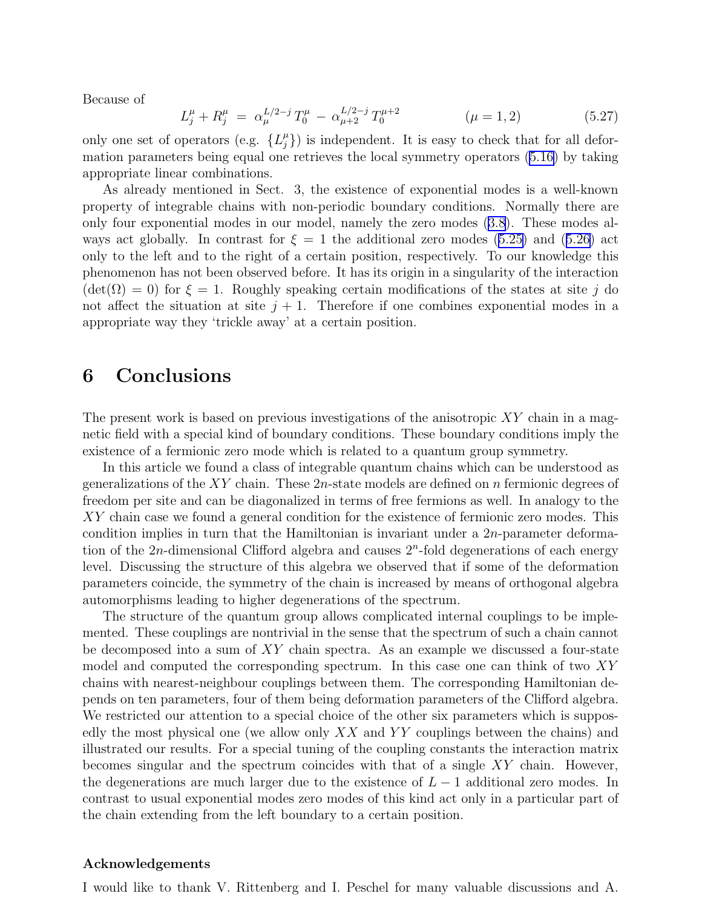Because of

$$L_j^\mu + R_j^\mu \;=\; \alpha_\mu^{L/2-j}\, T_0^\mu \;-\; \alpha_{\mu+2}^{L/2-j}\, T_0^{\mu+2} \qquad\qquad (\mu = 1, 2) \qquad (5.27)$$

only one set of operators (e.g. $\{L_j^\mu\}$) is independent. It is easy to check that for all deformation parameters being equal one retrieves the local symmetry operators (5.16) by taking appropriate linear combinations.

As already mentioned in Sect. 3, the existence of exponential modes is a well-known property of integrable chains with non-periodic boundary conditions. Normally there are only four exponential modes in our model, namely the zero modes (3.8). These modes always act globally. In contrast for $\xi = 1$ the additional zero modes (5.25) and (5.26) act only to the left and to the right of a certain position, respectively. To our knowledge this phenomenon has not been observed before. It has its origin in a singularity of the interaction ($\det(\Omega) = 0$) for $\xi = 1$. Roughly speaking certain modifications of the states at site $j$ do not affect the situation at site $j+1$. Therefore if one combines exponential modes in a appropriate way they 'trickle away' at a certain position.

# 6 Conclusions

The present work is based on previous investigations of the anisotropic $XY$ chain in a magnetic field with a special kind of boundary conditions. These boundary conditions imply the existence of a fermionic zero mode which is related to a quantum group symmetry.

In this article we found a class of integrable quantum chains which can be understood as generalizations of the $XY$ chain. These $2n$-state models are defined on $n$ fermionic degrees of freedom per site and can be diagonalized in terms of free fermions as well. In analogy to the $XY$ chain case we found a general condition for the existence of fermionic zero modes. This condition implies in turn that the Hamiltonian is invariant under a $2n$-parameter deformation of the $2n$-dimensional Clifford algebra and causes $2^n$-fold degenerations of each energy level. Discussing the structure of this algebra we observed that if some of the deformation parameters coincide, the symmetry of the chain is increased by means of orthogonal algebra automorphisms leading to higher degenerations of the spectrum.

The structure of the quantum group allows complicated internal couplings to be implemented. These couplings are nontrivial in the sense that the spectrum of such a chain cannot be decomposed into a sum of $XY$ chain spectra. As an example we discussed a four-state model and computed the corresponding spectrum. In this case one can think of two $XY$ chains with nearest-neighbour couplings between them. The corresponding Hamiltonian depends on ten parameters, four of them being deformation parameters of the Clifford algebra. We restricted our attention to a special choice of the other six parameters which is supposedly the most physical one (we allow only $XX$ and $YY$ couplings between the chains) and illustrated our results. For a special tuning of the coupling constants the interaction matrix becomes singular and the spectrum coincides with that of a single $XY$ chain. However, the degenerations are much larger due to the existence of $L-1$ additional zero modes. In contrast to usual exponential modes zero modes of this kind act only in a particular part of the chain extending from the left boundary to a certain position.

### Acknowledgements

I would like to thank V. Rittenberg and I. Peschel for many valuable discussions and A.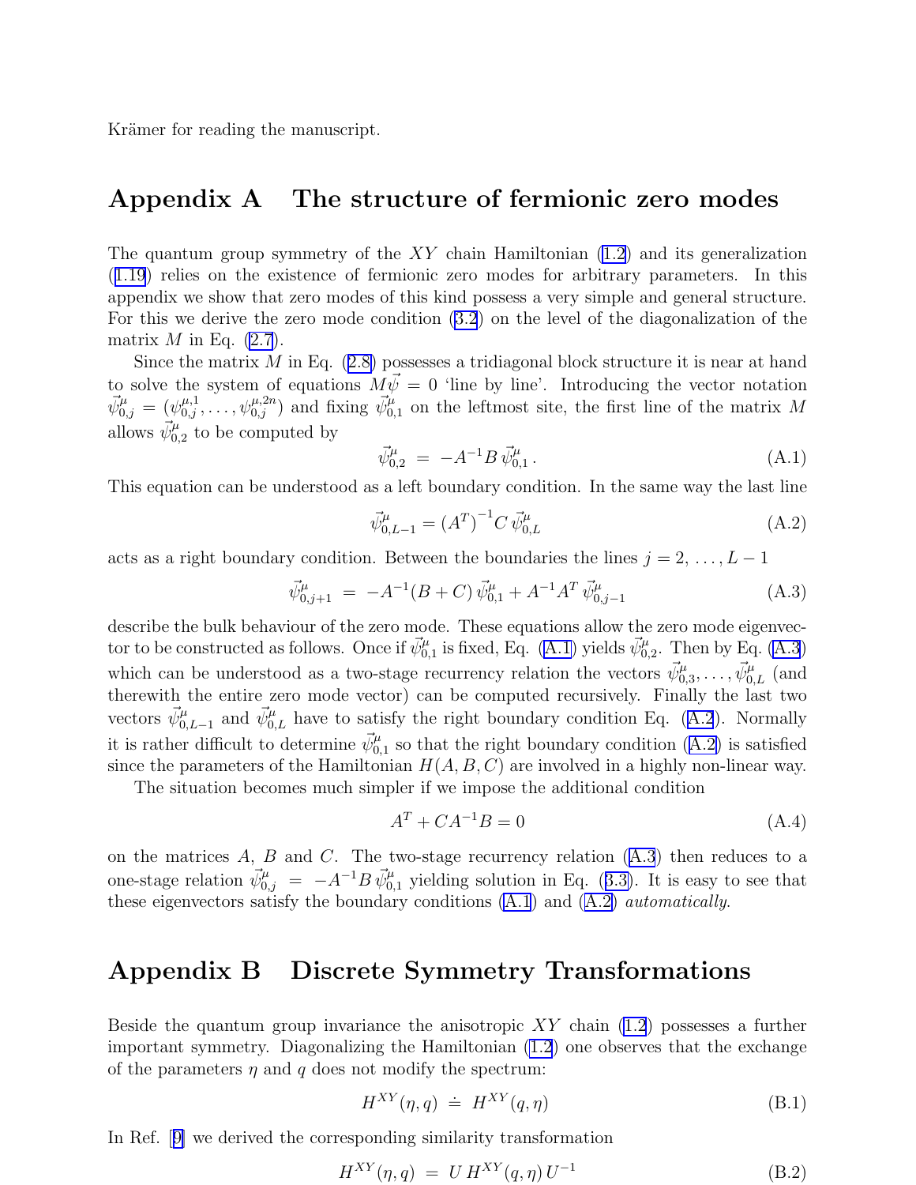Krämer for reading the manuscript.

# Appendix A The structure of fermionic zero modes

The quantum group symmetry of the $XY$ chain Hamiltonian (1.2) and its generalization (1.19) relies on the existence of fermionic zero modes for arbitrary parameters. In this appendix we show that zero modes of this kind possess a very simple and general structure. For this we derive the zero mode condition (3.2) on the level of the diagonalization of the matrix $M$ in Eq. (2.7).

Since the matrix $M$ in Eq. (2.8) possesses a tridiagonal block structure it is near at hand to solve the system of equations $M\vec{\psi} = 0$ 'line by line'. Introducing the vector notation $\vec{\psi}^{\mu}_{0,j} = (\psi^{\mu,1}_{0,j}, \ldots, \psi^{\mu,2n}_{0,j})$ and fixing $\vec{\psi}^{\mu}_{0,1}$ on the leftmost site, the first line of the matrix $M$ allows $\vec{\psi}^{\mu}_{0,2}$ to be computed by

$$\vec{\psi}^{\mu}_{0,2} \;=\; -A^{-1}B\,\vec{\psi}^{\mu}_{0,1}\,. \tag{A.1}$$

This equation can be understood as a left boundary condition. In the same way the last line

$$\vec{\psi}^{\mu}_{0,L-1} = (A^T)^{-1}C\,\vec{\psi}^{\mu}_{0,L} \tag{A.2}$$

acts as a right boundary condition. Between the boundaries the lines $j = 2, \ldots, L-1$

$$\vec{\psi}^{\mu}_{0,j+1} \;=\; -A^{-1}(B+C)\,\vec{\psi}^{\mu}_{0,1} + A^{-1}A^T\,\vec{\psi}^{\mu}_{0,j-1} \tag{A.3}$$

describe the bulk behaviour of the zero mode. These equations allow the zero mode eigenvector to be constructed as follows. Once if $\vec{\psi}^{\mu}_{0,1}$ is fixed, Eq. (A.1) yields $\vec{\psi}^{\mu}_{0,2}$. Then by Eq. (A.3) which can be understood as a two-stage recurrency relation the vectors $\vec{\psi}^{\mu}_{0,3}, \ldots, \vec{\psi}^{\mu}_{0,L}$ (and therewith the entire zero mode vector) can be computed recursively. Finally the last two vectors $\vec{\psi}^{\mu}_{0,L-1}$ and $\vec{\psi}^{\mu}_{0,L}$ have to satisfy the right boundary condition Eq. (A.2). Normally it is rather difficult to determine $\vec{\psi}^{\mu}_{0,1}$ so that the right boundary condition (A.2) is satisfied since the parameters of the Hamiltonian $H(A,B,C)$ are involved in a highly non-linear way.

The situation becomes much simpler if we impose the additional condition

$$A^T + CA^{-1}B = 0 \tag{A.4}$$

on the matrices $A$, $B$ and $C$. The two-stage recurrency relation (A.3) then reduces to a one-stage relation $\vec{\psi}^{\mu}_{0,j} \;=\; -A^{-1}B\,\vec{\psi}^{\mu}_{0,1}$ yielding solution in Eq. (3.3). It is easy to see that these eigenvectors satisfy the boundary conditions (A.1) and (A.2) *automatically*.

# Appendix B Discrete Symmetry Transformations

Beside the quantum group invariance the anisotropic $XY$ chain (1.2) possesses a further important symmetry. Diagonalizing the Hamiltonian (1.2) one observes that the exchange of the parameters $\eta$ and $q$ does not modify the spectrum:

$$H^{XY}(\eta, q) \;\doteq\; H^{XY}(q, \eta) \tag{B.1}$$

In Ref. [9] we derived the corresponding similarity transformation

$$H^{XY}(\eta, q) \;=\; U\,H^{XY}(q, \eta)\,U^{-1} \tag{B.2}$$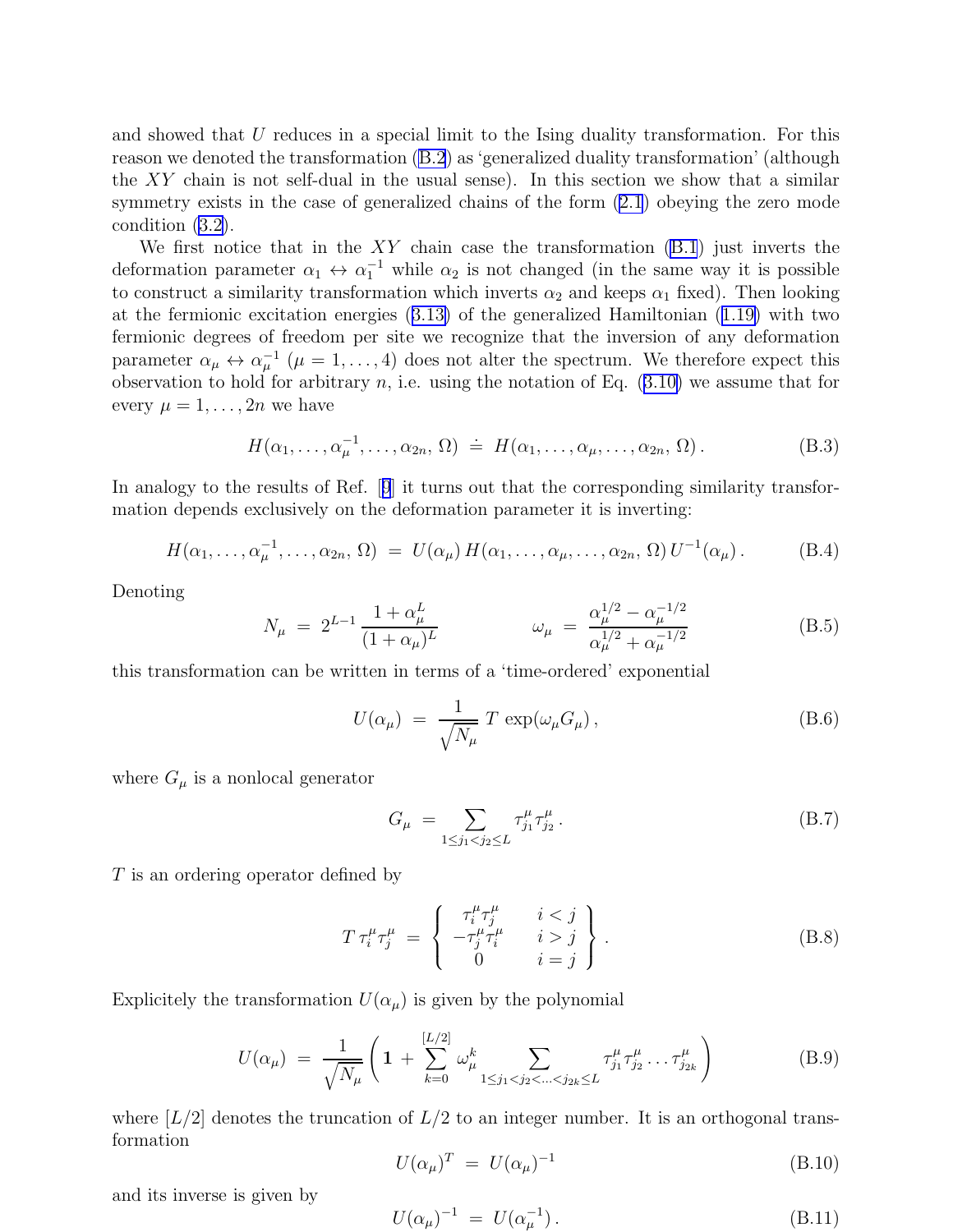and showed that $U$ reduces in a special limit to the Ising duality transformation. For this reason we denoted the transformation (B.2) as 'generalized duality transformation' (although the $XY$ chain is not self-dual in the usual sense). In this section we show that a similar symmetry exists in the case of generalized chains of the form (2.1) obeying the zero mode condition (3.2).

We first notice that in the $XY$ chain case the transformation (B.1) just inverts the deformation parameter $\alpha_1 \leftrightarrow \alpha_1^{-1}$ while $\alpha_2$ is not changed (in the same way it is possible to construct a similarity transformation which inverts $\alpha_2$ and keeps $\alpha_1$ fixed). Then looking at the fermionic excitation energies (3.13) of the generalized Hamiltonian (1.19) with two fermionic degrees of freedom per site we recognize that the inversion of any deformation parameter $\alpha_\mu \leftrightarrow \alpha_\mu^{-1}$ ($\mu = 1, \ldots, 4$) does not alter the spectrum. We therefore expect this observation to hold for arbitrary $n$, i.e. using the notation of Eq. (3.10) we assume that for every $\mu = 1, \ldots, 2n$ we have

$$H(\alpha_1, \ldots, \alpha_\mu^{-1}, \ldots, \alpha_{2n}, \Omega) \doteq H(\alpha_1, \ldots, \alpha_\mu, \ldots, \alpha_{2n}, \Omega). \tag{B.3}$$

In analogy to the results of Ref. [9] it turns out that the corresponding similarity transformation depends exclusively on the deformation parameter it is inverting:

$$H(\alpha_1, \ldots, \alpha_\mu^{-1}, \ldots, \alpha_{2n}, \Omega) = U(\alpha_\mu)\, H(\alpha_1, \ldots, \alpha_\mu, \ldots, \alpha_{2n}, \Omega)\, U^{-1}(\alpha_\mu). \tag{B.4}$$

Denoting

$$N_\mu = 2^{L-1} \frac{1+\alpha_\mu^L}{(1+\alpha_\mu)^L} \qquad\qquad \omega_\mu = \frac{\alpha_\mu^{1/2} - \alpha_\mu^{-1/2}}{\alpha_\mu^{1/2} + \alpha_\mu^{-1/2}} \tag{B.5}$$

this transformation can be written in terms of a 'time-ordered' exponential

$$U(\alpha_\mu) = \frac{1}{\sqrt{N_\mu}}\, T\, \exp(\omega_\mu G_\mu), \tag{B.6}$$

where $G_\mu$ is a nonlocal generator

$$G_\mu = \sum_{1 \le j_1 < j_2 \le L} \tau_{j_1}^\mu \tau_{j_2}^\mu. \tag{B.7}$$

$T$ is an ordering operator defined by

$$T\, \tau_i^\mu \tau_j^\mu = \left\{ \begin{array}{cc} \tau_i^\mu \tau_j^\mu & i < j \\ -\tau_j^\mu \tau_i^\mu & i > j \\ 0 & i = j \end{array} \right\}. \tag{B.8}$$

Explicitely the transformation $U(\alpha_\mu)$ is given by the polynomial

$$U(\alpha_\mu) = \frac{1}{\sqrt{N_\mu}} \left( \mathbf{1} + \sum_{k=0}^{[L/2]} \omega_\mu^k \sum_{1 \le j_1 < j_2 < \ldots < j_{2k} \le L} \tau_{j_1}^\mu \tau_{j_2}^\mu \ldots \tau_{j_{2k}}^\mu \right) \tag{B.9}$$

where $[L/2]$ denotes the truncation of $L/2$ to an integer number. It is an orthogonal transformation

$$U(\alpha_\mu)^T = U(\alpha_\mu)^{-1} \tag{B.10}$$

and its inverse is given by

$$U(\alpha_\mu)^{-1} = U(\alpha_\mu^{-1}). \tag{B.11}$$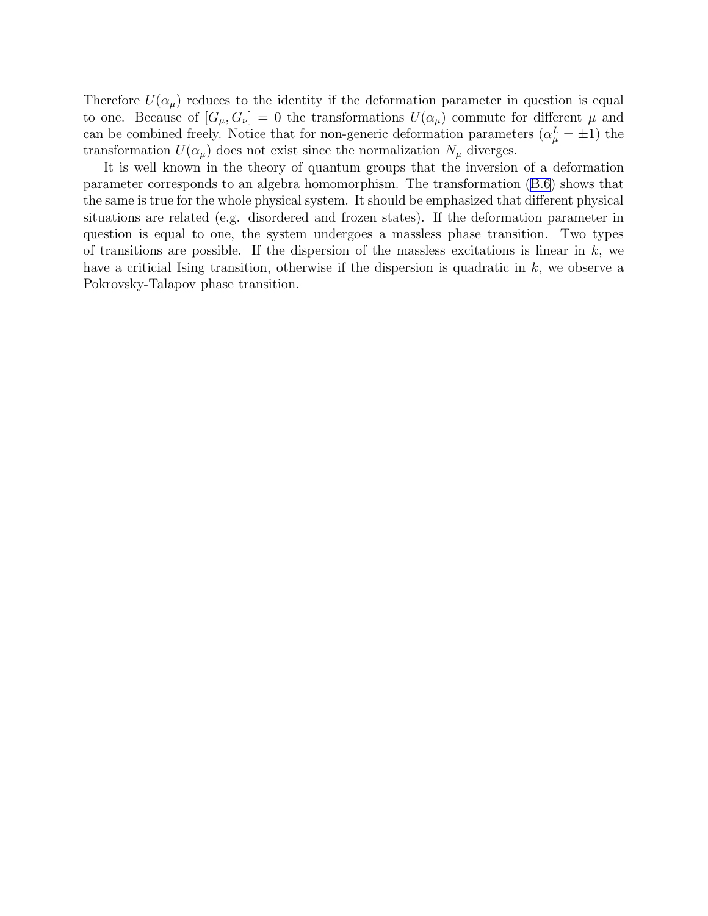Therefore $U(\alpha_\mu)$ reduces to the identity if the deformation parameter in question is equal to one. Because of $[G_\mu, G_\nu] = 0$ the transformations $U(\alpha_\mu)$ commute for different $\mu$ and can be combined freely. Notice that for non-generic deformation parameters ($\alpha_\mu^L = \pm 1$) the transformation $U(\alpha_\mu)$ does not exist since the normalization $N_\mu$ diverges.

It is well known in the theory of quantum groups that the inversion of a deformation parameter corresponds to an algebra homomorphism. The transformation (B.6) shows that the same is true for the whole physical system. It should be emphasized that different physical situations are related (e.g. disordered and frozen states). If the deformation parameter in question is equal to one, the system undergoes a massless phase transition. Two types of transitions are possible. If the dispersion of the massless excitations is linear in $k$, we have a criticial Ising transition, otherwise if the dispersion is quadratic in $k$, we observe a Pokrovsky-Talapov phase transition.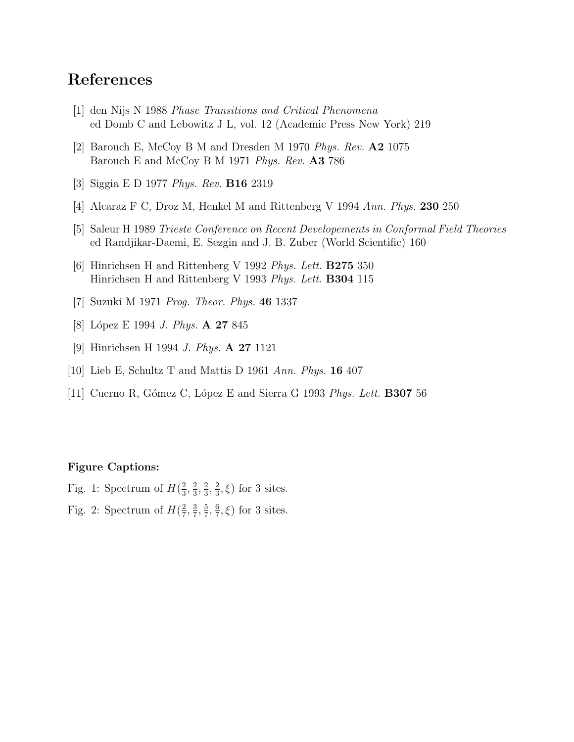# References

[1] den Nijs N 1988 *Phase Transitions and Critical Phenomena* ed Domb C and Lebowitz J L, vol. 12 (Academic Press New York) 219

[2] Barouch E, McCoy B M and Dresden M 1970 *Phys. Rev.* **A2** 1075
Barouch E and McCoy B M 1971 *Phys. Rev.* **A3** 786

[3] Siggia E D 1977 *Phys. Rev.* **B16** 2319

[4] Alcaraz F C, Droz M, Henkel M and Rittenberg V 1994 *Ann. Phys.* **230** 250

[5] Saleur H 1989 *Trieste Conference on Recent Developements in Conformal Field Theories* ed Randjikar-Daemi, E. Sezgin and J. B. Zuber (World Scientific) 160

[6] Hinrichsen H and Rittenberg V 1992 *Phys. Lett.* **B275** 350
Hinrichsen H and Rittenberg V 1993 *Phys. Lett.* **B304** 115

[7] Suzuki M 1971 *Prog. Theor. Phys.* **46** 1337

[8] López E 1994 *J. Phys.* **A 27** 845

[9] Hinrichsen H 1994 *J. Phys.* **A 27** 1121

[10] Lieb E, Schultz T and Mattis D 1961 *Ann. Phys.* **16** 407

[11] Cuerno R, Gómez C, López E and Sierra G 1993 *Phys. Lett.* **B307** 56

**Figure Captions:**

Fig. 1: Spectrum of $H(\frac{2}{3}, \frac{2}{3}, \frac{2}{3}, \frac{2}{3}, \xi)$ for 3 sites.

Fig. 2: Spectrum of $H(\frac{2}{7}, \frac{3}{7}, \frac{5}{7}, \frac{6}{7}, \xi)$ for 3 sites.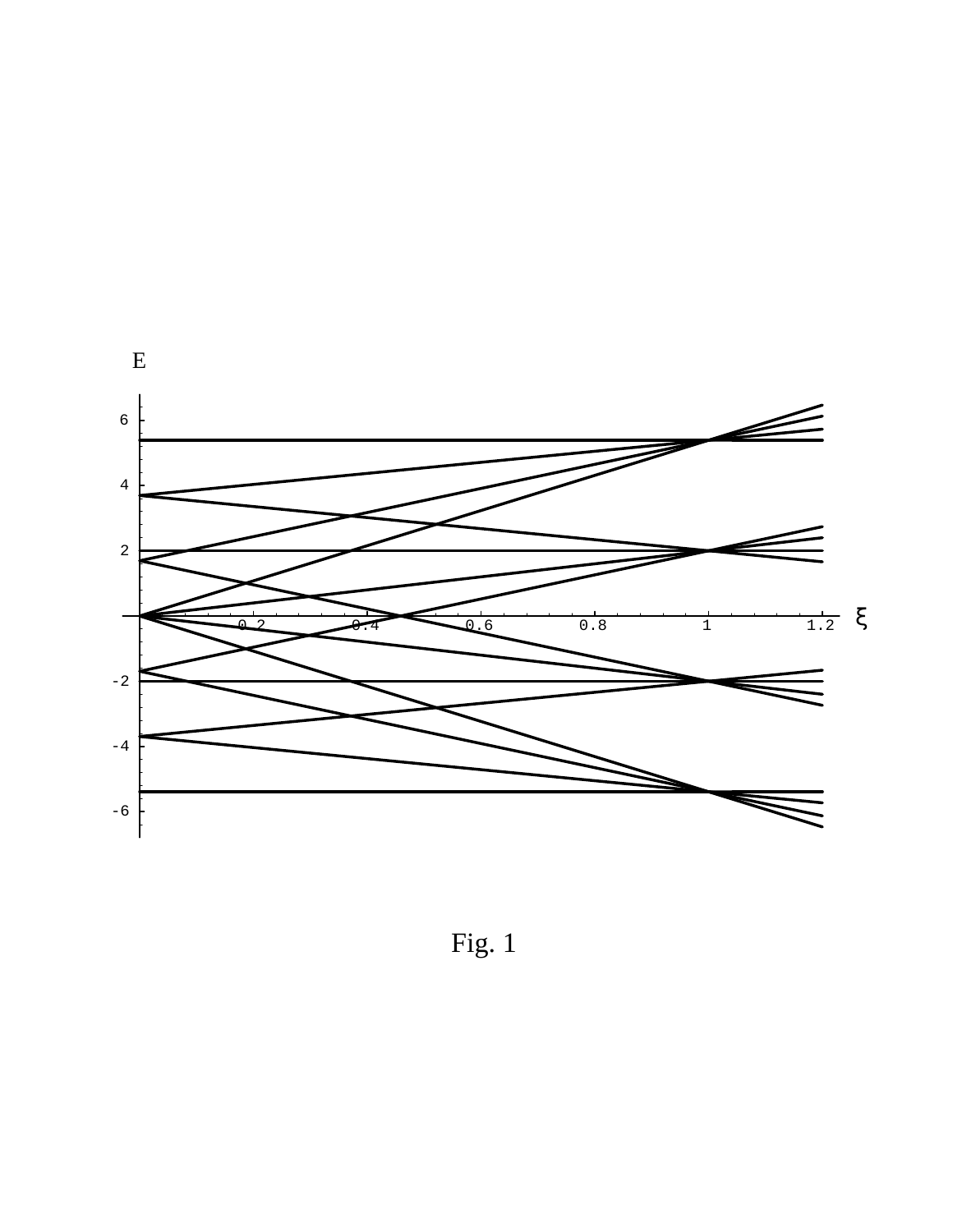Fig. 1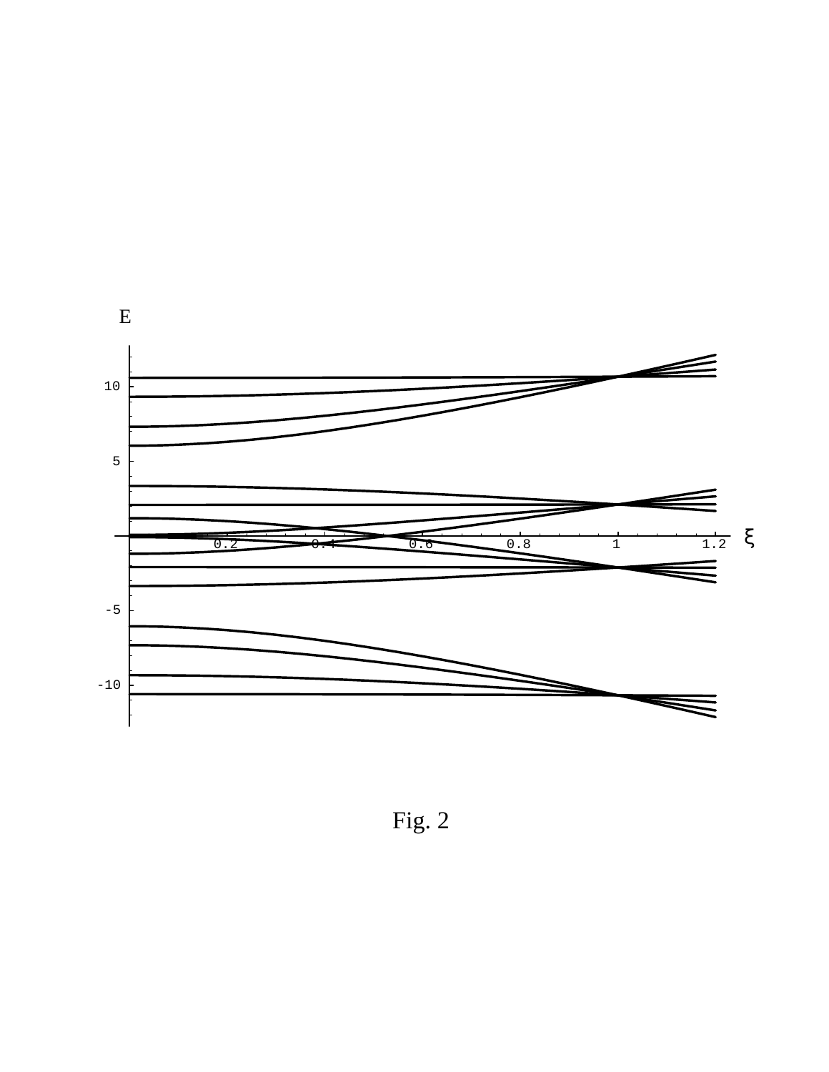E

10

5

-5

-10

0.2 0.4 0.6 0.8 1 1.2

ξ

Fig. 2